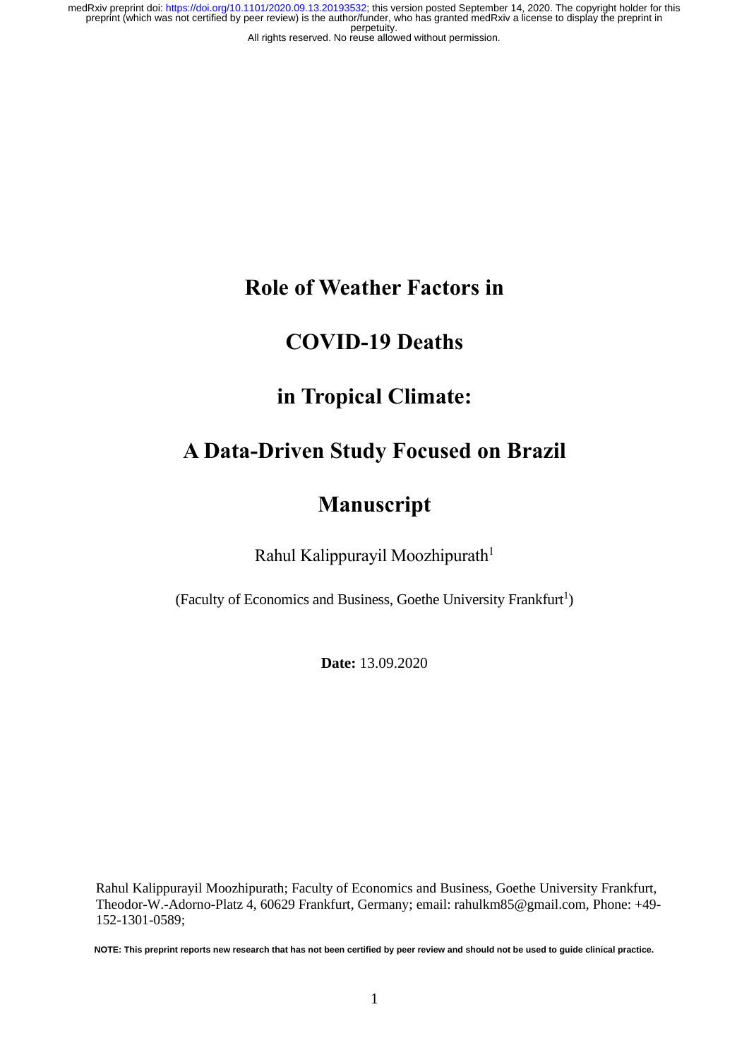# Role of Weather Factors in

# COVID-19 Deaths

# in Tropical Climate:

# A Data-Driven Study Focused on Brazil

# Manuscript

Rahul Kalippurayil Moozhipurath[1]

(Faculty of Economics and Business, Goethe University Frankfurt[1])

**Date:** 13.09.2020

Rahul Kalippurayil Moozhipurath; Faculty of Economics and Business, Goethe University Frankfurt, Theodor-W.-Adorno-Platz 4, 60629 Frankfurt, Germany; email: rahulkm85@gmail.com, Phone: +49-152-1301-0589;

**NOTE: This preprint reports new research that has not been certified by peer review and should not be used to guide clinical practice.**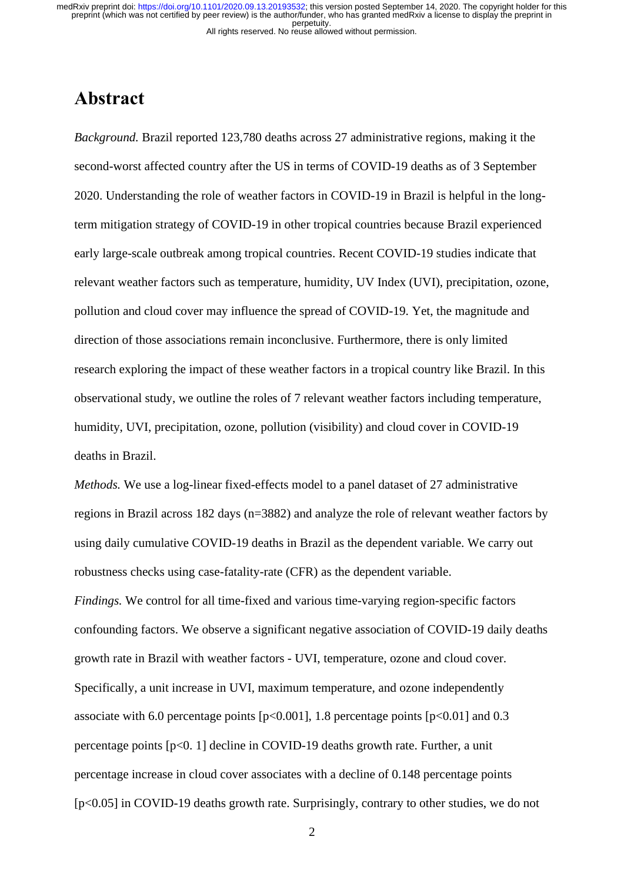# Abstract

*Background.* Brazil reported 123,780 deaths across 27 administrative regions, making it the second-worst affected country after the US in terms of COVID-19 deaths as of 3 September 2020. Understanding the role of weather factors in COVID-19 in Brazil is helpful in the long-term mitigation strategy of COVID-19 in other tropical countries because Brazil experienced early large-scale outbreak among tropical countries. Recent COVID-19 studies indicate that relevant weather factors such as temperature, humidity, UV Index (UVI), precipitation, ozone, pollution and cloud cover may influence the spread of COVID-19. Yet, the magnitude and direction of those associations remain inconclusive. Furthermore, there is only limited research exploring the impact of these weather factors in a tropical country like Brazil. In this observational study, we outline the roles of 7 relevant weather factors including temperature, humidity, UVI, precipitation, ozone, pollution (visibility) and cloud cover in COVID-19 deaths in Brazil.

*Methods.* We use a log-linear fixed-effects model to a panel dataset of 27 administrative regions in Brazil across 182 days (n=3882) and analyze the role of relevant weather factors by using daily cumulative COVID-19 deaths in Brazil as the dependent variable. We carry out robustness checks using case-fatality-rate (CFR) as the dependent variable.

*Findings.* We control for all time-fixed and various time-varying region-specific factors confounding factors. We observe a significant negative association of COVID-19 daily deaths growth rate in Brazil with weather factors - UVI, temperature, ozone and cloud cover. Specifically, a unit increase in UVI, maximum temperature, and ozone independently associate with 6.0 percentage points [$p<0.001$], 1.8 percentage points [$p<0.01$] and 0.3 percentage points [$p<0.1$] decline in COVID-19 deaths growth rate. Further, a unit percentage increase in cloud cover associates with a decline of 0.148 percentage points [$p<0.05$] in COVID-19 deaths growth rate. Surprisingly, contrary to other studies, we do not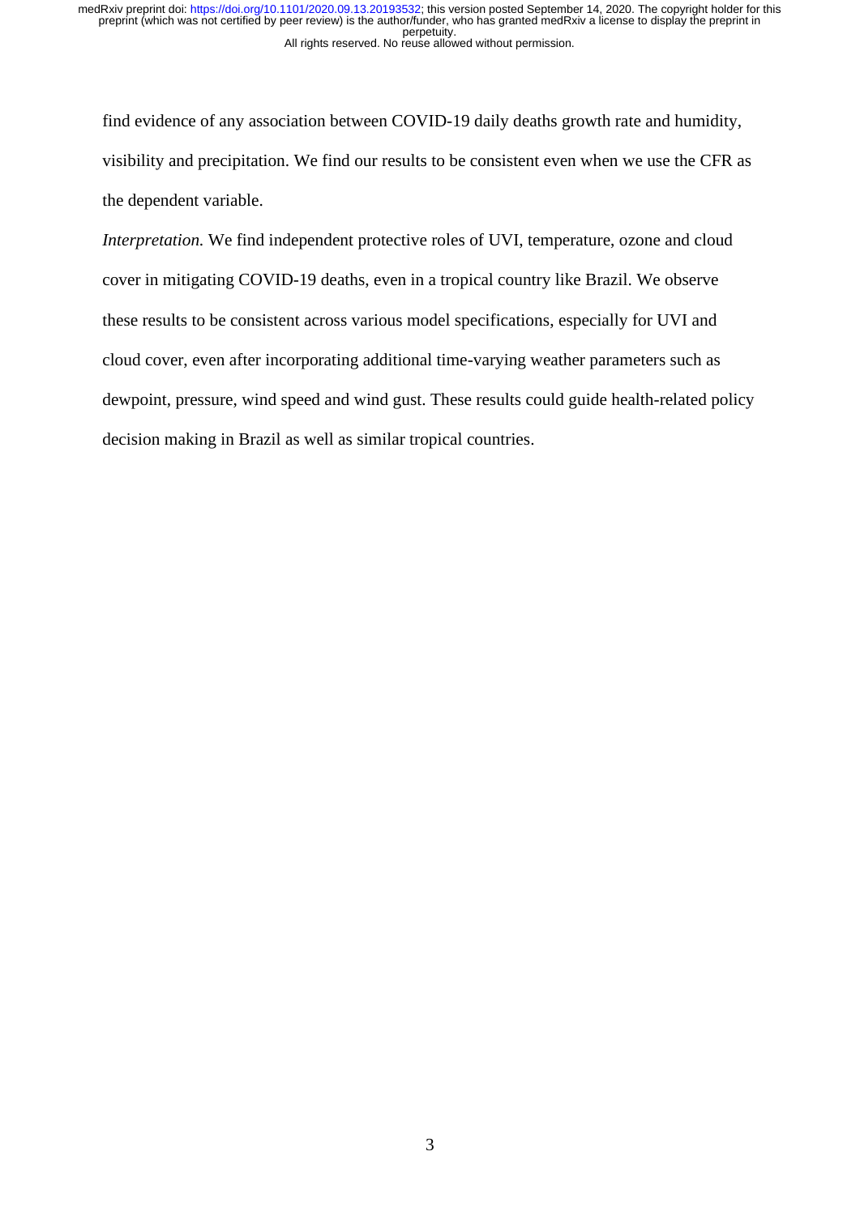find evidence of any association between COVID-19 daily deaths growth rate and humidity, visibility and precipitation. We find our results to be consistent even when we use the CFR as the dependent variable.

*Interpretation.* We find independent protective roles of UVI, temperature, ozone and cloud cover in mitigating COVID-19 deaths, even in a tropical country like Brazil. We observe these results to be consistent across various model specifications, especially for UVI and cloud cover, even after incorporating additional time-varying weather parameters such as dewpoint, pressure, wind speed and wind gust. These results could guide health-related policy decision making in Brazil as well as similar tropical countries.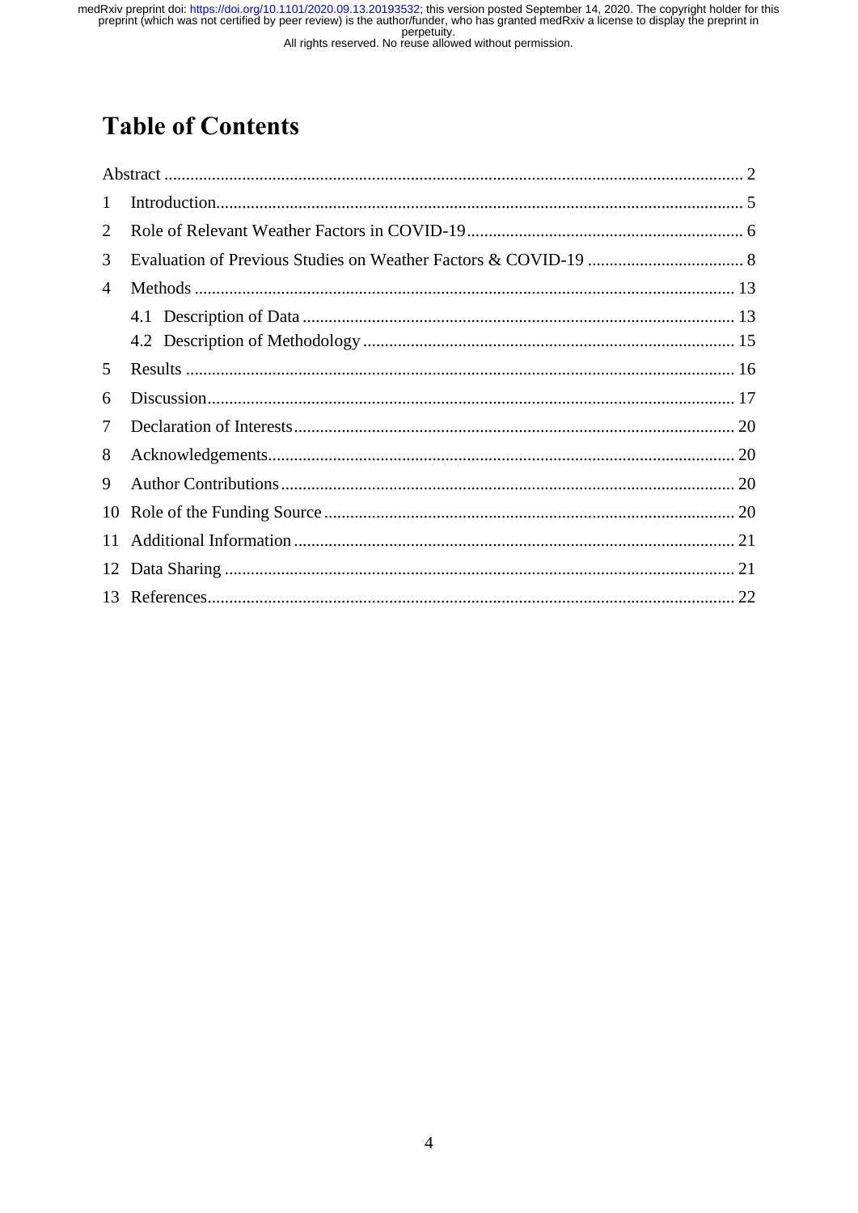# Table of Contents

- Abstract ... 2
- 1 Introduction ... 5
- 2 Role of Relevant Weather Factors in COVID-19 ... 6
- 3 Evaluation of Previous Studies on Weather Factors & COVID-19 ... 8
- 4 Methods ... 13
  - 4.1 Description of Data ... 13
  - 4.2 Description of Methodology ... 15
- 5 Results ... 16
- 6 Discussion ... 17
- 7 Declaration of Interests ... 20
- 8 Acknowledgements ... 20
- 9 Author Contributions ... 20
- 10 Role of the Funding Source ... 20
- 11 Additional Information ... 21
- 12 Data Sharing ... 21
- 13 References ... 22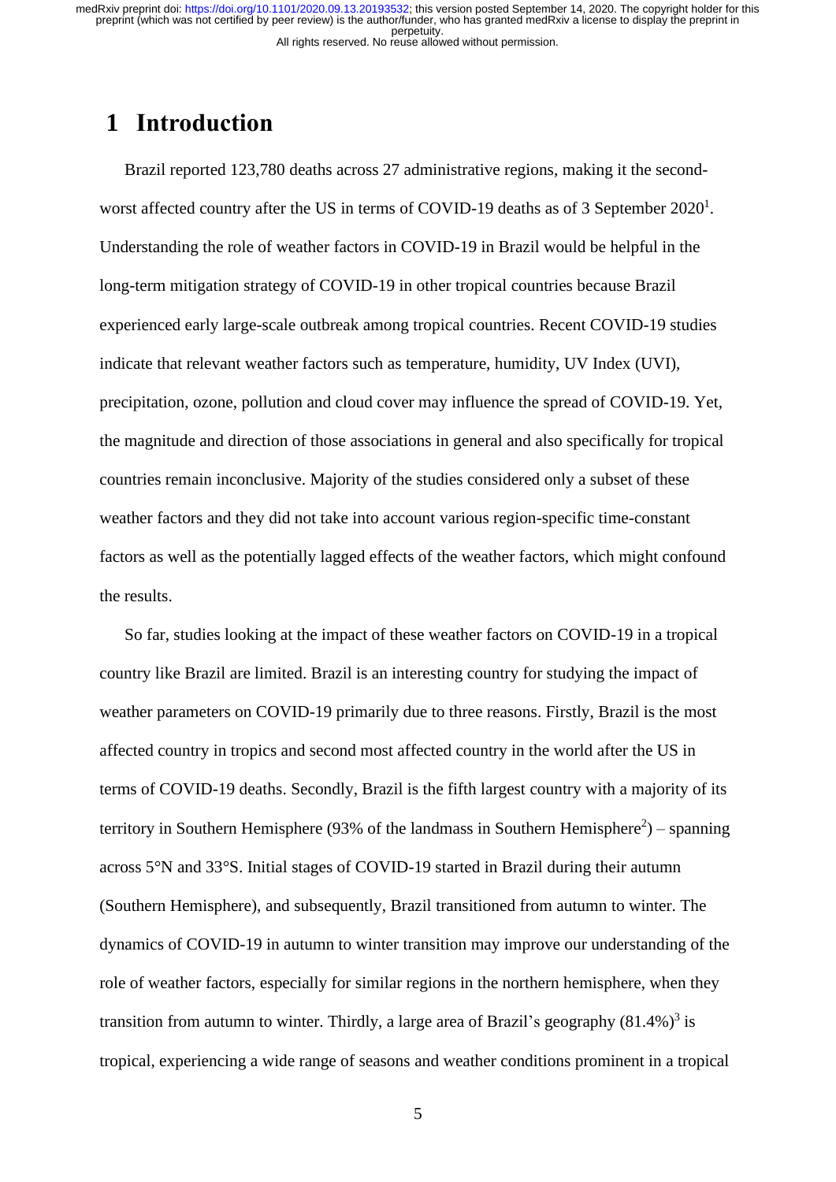# 1 Introduction

Brazil reported 123,780 deaths across 27 administrative regions, making it the second-worst affected country after the US in terms of COVID-19 deaths as of 3 September 2020[1]. Understanding the role of weather factors in COVID-19 in Brazil would be helpful in the long-term mitigation strategy of COVID-19 in other tropical countries because Brazil experienced early large-scale outbreak among tropical countries. Recent COVID-19 studies indicate that relevant weather factors such as temperature, humidity, UV Index (UVI), precipitation, ozone, pollution and cloud cover may influence the spread of COVID-19. Yet, the magnitude and direction of those associations in general and also specifically for tropical countries remain inconclusive. Majority of the studies considered only a subset of these weather factors and they did not take into account various region-specific time-constant factors as well as the potentially lagged effects of the weather factors, which might confound the results.

So far, studies looking at the impact of these weather factors on COVID-19 in a tropical country like Brazil are limited. Brazil is an interesting country for studying the impact of weather parameters on COVID-19 primarily due to three reasons. Firstly, Brazil is the most affected country in tropics and second most affected country in the world after the US in terms of COVID-19 deaths. Secondly, Brazil is the fifth largest country with a majority of its territory in Southern Hemisphere (93% of the landmass in Southern Hemisphere[2]) – spanning across 5°N and 33°S. Initial stages of COVID-19 started in Brazil during their autumn (Southern Hemisphere), and subsequently, Brazil transitioned from autumn to winter. The dynamics of COVID-19 in autumn to winter transition may improve our understanding of the role of weather factors, especially for similar regions in the northern hemisphere, when they transition from autumn to winter. Thirdly, a large area of Brazil's geography (81.4%)[3] is tropical, experiencing a wide range of seasons and weather conditions prominent in a tropical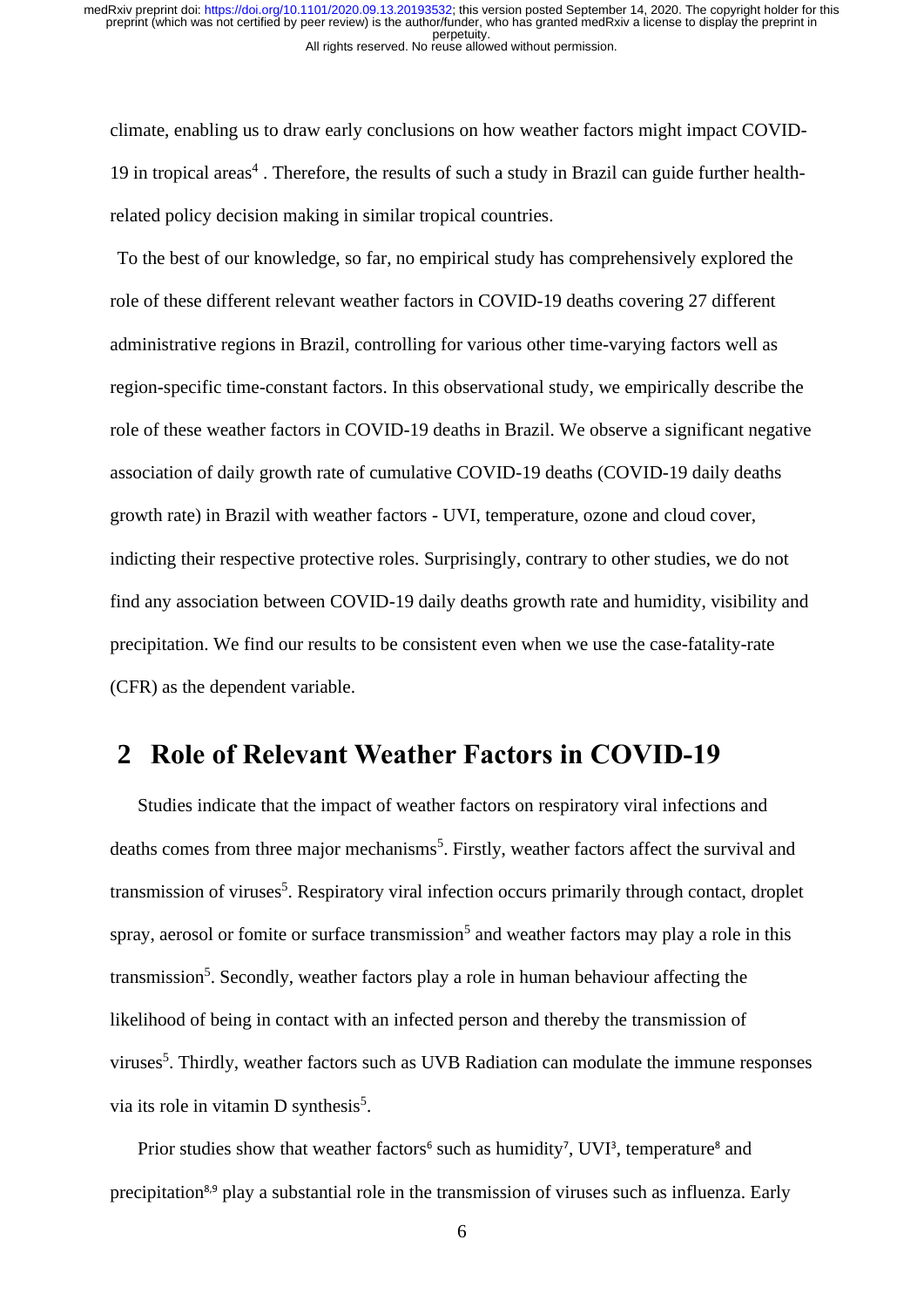climate, enabling us to draw early conclusions on how weather factors might impact COVID-19 in tropical areas[4] . Therefore, the results of such a study in Brazil can guide further health-related policy decision making in similar tropical countries.

To the best of our knowledge, so far, no empirical study has comprehensively explored the role of these different relevant weather factors in COVID-19 deaths covering 27 different administrative regions in Brazil, controlling for various other time-varying factors well as region-specific time-constant factors. In this observational study, we empirically describe the role of these weather factors in COVID-19 deaths in Brazil. We observe a significant negative association of daily growth rate of cumulative COVID-19 deaths (COVID-19 daily deaths growth rate) in Brazil with weather factors - UVI, temperature, ozone and cloud cover, indicting their respective protective roles. Surprisingly, contrary to other studies, we do not find any association between COVID-19 daily deaths growth rate and humidity, visibility and precipitation. We find our results to be consistent even when we use the case-fatality-rate (CFR) as the dependent variable.

## 2 Role of Relevant Weather Factors in COVID-19

Studies indicate that the impact of weather factors on respiratory viral infections and deaths comes from three major mechanisms[5]. Firstly, weather factors affect the survival and transmission of viruses[5]. Respiratory viral infection occurs primarily through contact, droplet spray, aerosol or fomite or surface transmission[5] and weather factors may play a role in this transmission[5]. Secondly, weather factors play a role in human behaviour affecting the likelihood of being in contact with an infected person and thereby the transmission of viruses[5]. Thirdly, weather factors such as UVB Radiation can modulate the immune responses via its role in vitamin D synthesis[5].

Prior studies show that weather factors[6] such as humidity[7], UVI[3], temperature[8] and precipitation[8,9] play a substantial role in the transmission of viruses such as influenza. Early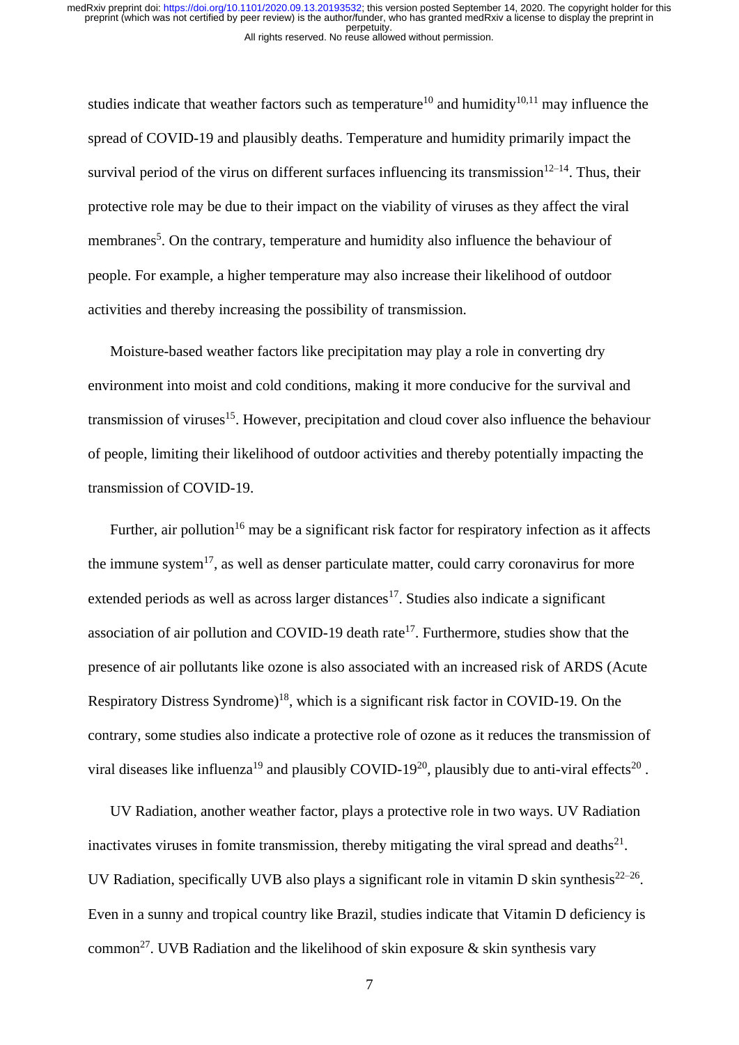studies indicate that weather factors such as temperature[10] and humidity[10,11] may influence the spread of COVID-19 and plausibly deaths. Temperature and humidity primarily impact the survival period of the virus on different surfaces influencing its transmission[12–14]. Thus, their protective role may be due to their impact on the viability of viruses as they affect the viral membranes[5]. On the contrary, temperature and humidity also influence the behaviour of people. For example, a higher temperature may also increase their likelihood of outdoor activities and thereby increasing the possibility of transmission.

Moisture-based weather factors like precipitation may play a role in converting dry environment into moist and cold conditions, making it more conducive for the survival and transmission of viruses[15]. However, precipitation and cloud cover also influence the behaviour of people, limiting their likelihood of outdoor activities and thereby potentially impacting the transmission of COVID-19.

Further, air pollution[16] may be a significant risk factor for respiratory infection as it affects the immune system[17], as well as denser particulate matter, could carry coronavirus for more extended periods as well as across larger distances[17]. Studies also indicate a significant association of air pollution and COVID-19 death rate[17]. Furthermore, studies show that the presence of air pollutants like ozone is also associated with an increased risk of ARDS (Acute Respiratory Distress Syndrome)[18], which is a significant risk factor in COVID-19. On the contrary, some studies also indicate a protective role of ozone as it reduces the transmission of viral diseases like influenza[19] and plausibly COVID-19[20], plausibly due to anti-viral effects[20] .

UV Radiation, another weather factor, plays a protective role in two ways. UV Radiation inactivates viruses in fomite transmission, thereby mitigating the viral spread and deaths[21]. UV Radiation, specifically UVB also plays a significant role in vitamin D skin synthesis[22–26]. Even in a sunny and tropical country like Brazil, studies indicate that Vitamin D deficiency is common[27]. UVB Radiation and the likelihood of skin exposure & skin synthesis vary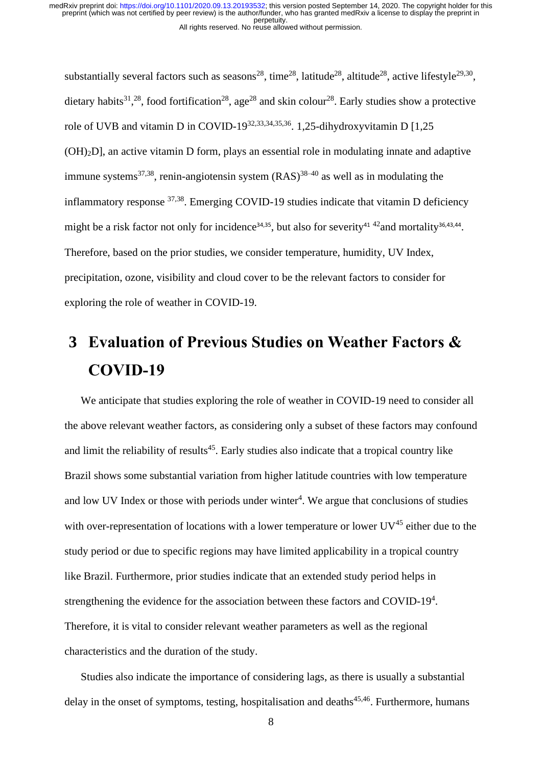substantially several factors such as seasons[28], time[28], latitude[28], altitude[28], active lifestyle[29,30], dietary habits[31],[28], food fortification[28], age[28] and skin colour[28]. Early studies show a protective role of UVB and vitamin D in COVID-19[32,33,34,35,36]. 1,25-dihydroxyvitamin D [1,25 $(OH)_2D$], an active vitamin D form, plays an essential role in modulating innate and adaptive immune systems[37,38], renin-angiotensin system (RAS)[38–40] as well as in modulating the inflammatory response [37,38]. Emerging COVID-19 studies indicate that vitamin D deficiency might be a risk factor not only for incidence[34,35], but also for severity[41] [42]and mortality[36,43,44]. Therefore, based on the prior studies, we consider temperature, humidity, UV Index, precipitation, ozone, visibility and cloud cover to be the relevant factors to consider for exploring the role of weather in COVID-19.

# 3 Evaluation of Previous Studies on Weather Factors & COVID-19

We anticipate that studies exploring the role of weather in COVID-19 need to consider all the above relevant weather factors, as considering only a subset of these factors may confound and limit the reliability of results[45]. Early studies also indicate that a tropical country like Brazil shows some substantial variation from higher latitude countries with low temperature and low UV Index or those with periods under winter[4]. We argue that conclusions of studies with over-representation of locations with a lower temperature or lower UV[45] either due to the study period or due to specific regions may have limited applicability in a tropical country like Brazil. Furthermore, prior studies indicate that an extended study period helps in strengthening the evidence for the association between these factors and COVID-19[4]. Therefore, it is vital to consider relevant weather parameters as well as the regional characteristics and the duration of the study.

Studies also indicate the importance of considering lags, as there is usually a substantial delay in the onset of symptoms, testing, hospitalisation and deaths[45,46]. Furthermore, humans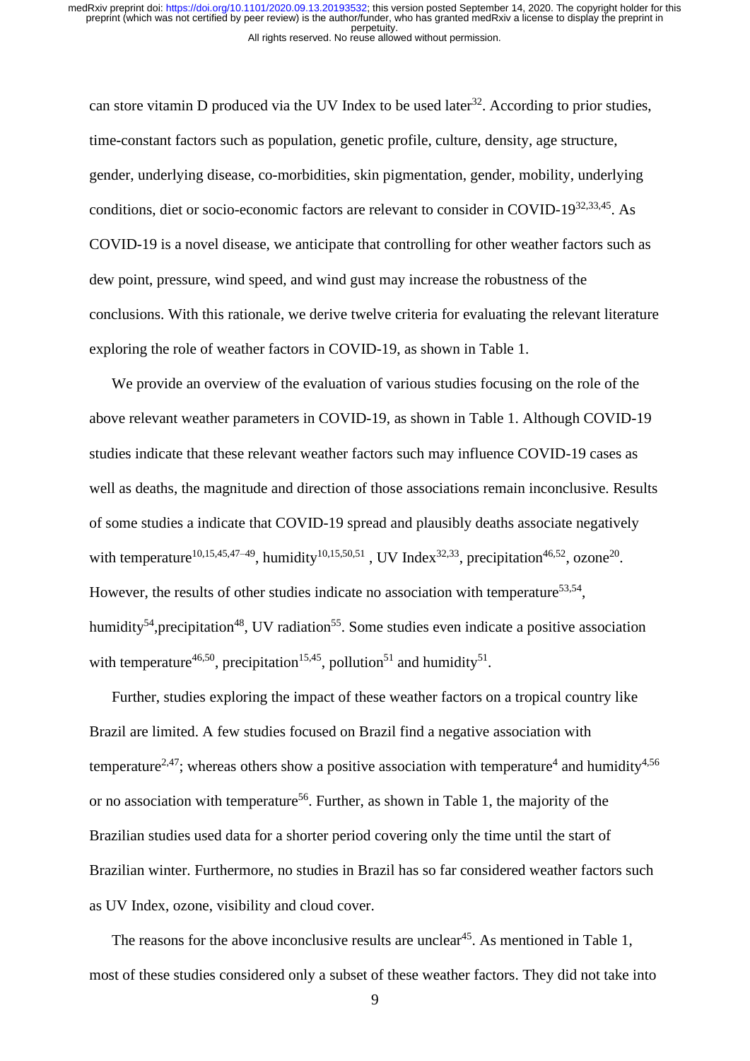can store vitamin D produced via the UV Index to be used later[32]. According to prior studies, time-constant factors such as population, genetic profile, culture, density, age structure, gender, underlying disease, co-morbidities, skin pigmentation, gender, mobility, underlying conditions, diet or socio-economic factors are relevant to consider in COVID-19[32,33,45]. As COVID-19 is a novel disease, we anticipate that controlling for other weather factors such as dew point, pressure, wind speed, and wind gust may increase the robustness of the conclusions. With this rationale, we derive twelve criteria for evaluating the relevant literature exploring the role of weather factors in COVID-19, as shown in Table 1.

We provide an overview of the evaluation of various studies focusing on the role of the above relevant weather parameters in COVID-19, as shown in Table 1. Although COVID-19 studies indicate that these relevant weather factors such may influence COVID-19 cases as well as deaths, the magnitude and direction of those associations remain inconclusive. Results of some studies a indicate that COVID-19 spread and plausibly deaths associate negatively with temperature[10,15,45,47–49], humidity[10,15,50,51] , UV Index[32,33], precipitation[46,52], ozone[20]. However, the results of other studies indicate no association with temperature[53,54], humidity[54],precipitation[48], UV radiation[55]. Some studies even indicate a positive association with temperature[46,50], precipitation[15,45], pollution[51] and humidity[51].

Further, studies exploring the impact of these weather factors on a tropical country like Brazil are limited. A few studies focused on Brazil find a negative association with temperature[2,47]; whereas others show a positive association with temperature[4] and humidity[4,56] or no association with temperature[56]. Further, as shown in Table 1, the majority of the Brazilian studies used data for a shorter period covering only the time until the start of Brazilian winter. Furthermore, no studies in Brazil has so far considered weather factors such as UV Index, ozone, visibility and cloud cover.

The reasons for the above inconclusive results are unclear[45]. As mentioned in Table 1, most of these studies considered only a subset of these weather factors. They did not take into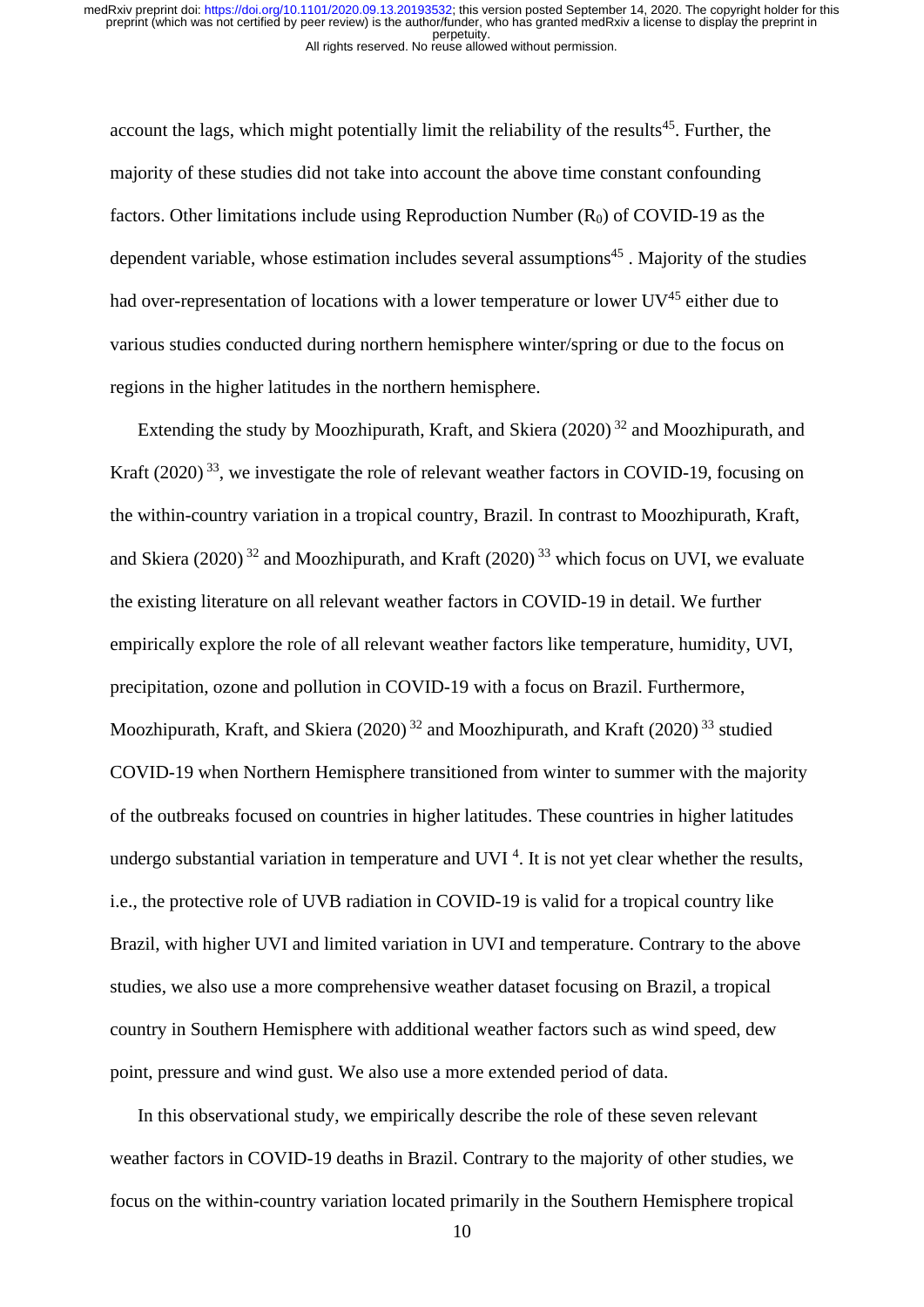account the lags, which might potentially limit the reliability of the results[45]. Further, the majority of these studies did not take into account the above time constant confounding factors. Other limitations include using Reproduction Number ($R_0$) of COVID-19 as the dependent variable, whose estimation includes several assumptions[45] . Majority of the studies had over-representation of locations with a lower temperature or lower UV[45] either due to various studies conducted during northern hemisphere winter/spring or due to the focus on regions in the higher latitudes in the northern hemisphere.

Extending the study by Moozhipurath, Kraft, and Skiera (2020) [32] and Moozhipurath, and Kraft (2020) [33], we investigate the role of relevant weather factors in COVID-19, focusing on the within-country variation in a tropical country, Brazil. In contrast to Moozhipurath, Kraft, and Skiera (2020) [32] and Moozhipurath, and Kraft (2020) [33] which focus on UVI, we evaluate the existing literature on all relevant weather factors in COVID-19 in detail. We further empirically explore the role of all relevant weather factors like temperature, humidity, UVI, precipitation, ozone and pollution in COVID-19 with a focus on Brazil. Furthermore, Moozhipurath, Kraft, and Skiera (2020) [32] and Moozhipurath, and Kraft (2020) [33] studied COVID-19 when Northern Hemisphere transitioned from winter to summer with the majority of the outbreaks focused on countries in higher latitudes. These countries in higher latitudes undergo substantial variation in temperature and UVI [4]. It is not yet clear whether the results, i.e., the protective role of UVB radiation in COVID-19 is valid for a tropical country like Brazil, with higher UVI and limited variation in UVI and temperature. Contrary to the above studies, we also use a more comprehensive weather dataset focusing on Brazil, a tropical country in Southern Hemisphere with additional weather factors such as wind speed, dew point, pressure and wind gust. We also use a more extended period of data.

In this observational study, we empirically describe the role of these seven relevant weather factors in COVID-19 deaths in Brazil. Contrary to the majority of other studies, we focus on the within-country variation located primarily in the Southern Hemisphere tropical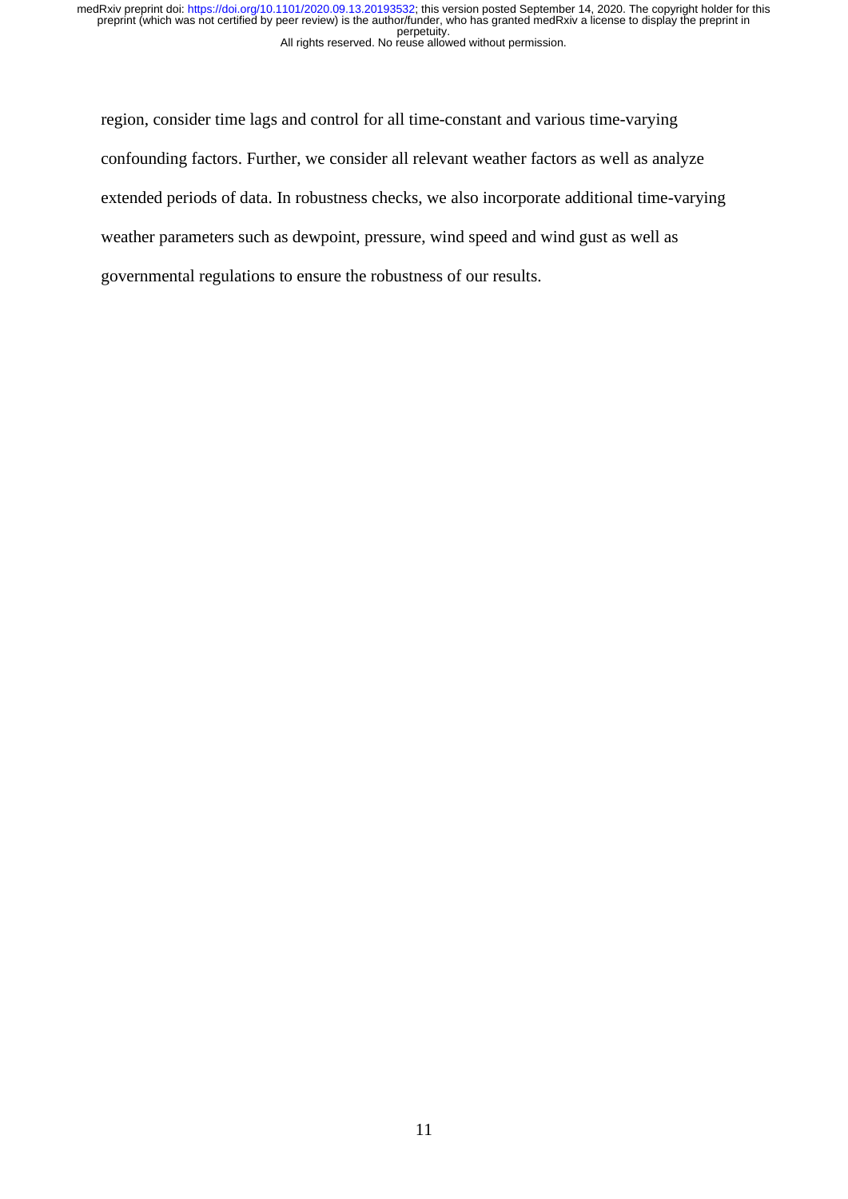region, consider time lags and control for all time-constant and various time-varying confounding factors. Further, we consider all relevant weather factors as well as analyze extended periods of data. In robustness checks, we also incorporate additional time-varying weather parameters such as dewpoint, pressure, wind speed and wind gust as well as governmental regulations to ensure the robustness of our results.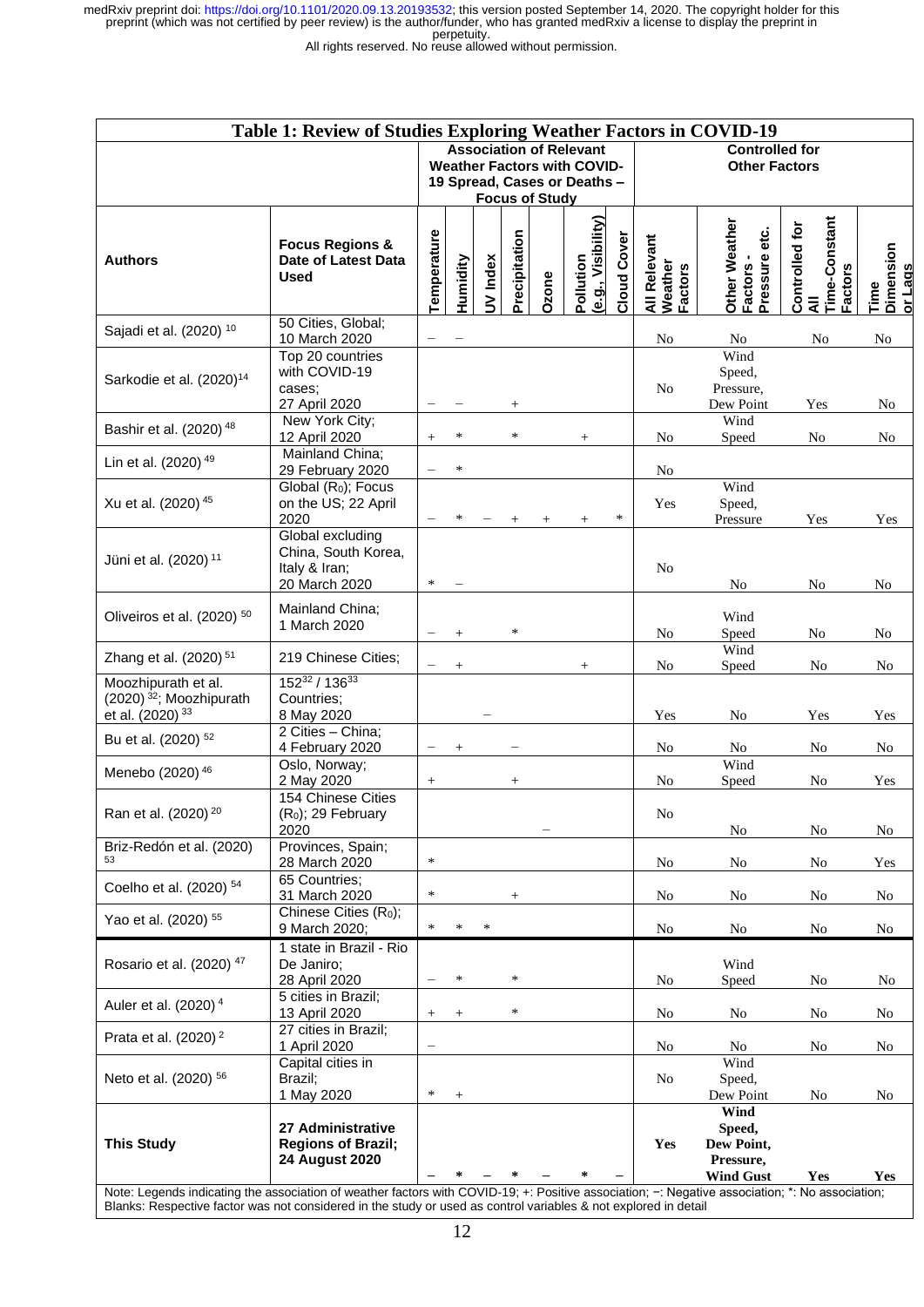**Table 1: Review of Studies Exploring Weather Factors in COVID-19**

| | | Association of Relevant Weather Factors with COVID-19 Spread, Cases or Deaths – Focus of Study | | | | | | | Controlled for Other Factors | | | |
|---|---|---|---|---|---|---|---|---|---|---|---|---|
| **Authors** | **Focus Regions & Date of Latest Data Used** | **Temperature** | **Humidity** | **UV Index** | **Precipitation** | **Ozone** | **Pollution (e.g., Visibility)** | **Cloud Cover** | **All Relevant Weather Factors** | **Other Weather Factors - Pressure etc.** | **Controlled for All Time-Constant Factors** | **Time Dimension or Lags** |
| Sajadi et al. (2020) [10] | 50 Cities, Global; 10 March 2020 | − | − | | | | | | No | No | No | No |
| Sarkodie et al. (2020)[14] | Top 20 countries with COVID-19 cases; 27 April 2020 | − | − | | + | | | | No | Wind Speed, Pressure, Dew Point | Yes | No |
| Bashir et al. (2020) [48] | New York City; 12 April 2020 | + | * | | * | | + | | No | Wind Speed | No | No |
| Lin et al. (2020) [49] | Mainland China; 29 February 2020 | − | * | | | | | | No | | | |
| Xu et al. (2020) [45] | Global ($R_0$); Focus on the US; 22 April 2020 | − | * | − | + | + | + | * | Yes | Wind Speed, Pressure | Yes | Yes |
| Jüni et al. (2020) [11] | Global excluding China, South Korea, Italy & Iran; 20 March 2020 | * | − | | | | | | No | No | No | No |
| Oliveiros et al. (2020) [50] | Mainland China; 1 March 2020 | − | + | | * | | | | No | Wind Speed | No | No |
| Zhang et al. (2020) [51] | 219 Chinese Cities; | − | + | | | | + | | No | Wind Speed | No | No |
| Moozhipurath et al. (2020) [32]; Moozhipurath et al. (2020) [33] | 152[32] / 136[33] Countries; 8 May 2020 | | | − | | | | | Yes | No | Yes | Yes |
| Bu et al. (2020) [52] | 2 Cities – China; 4 February 2020 | − | + | | − | | | | No | No | No | No |
| Menebo (2020) [46] | Oslo, Norway; 2 May 2020 | + | | | + | | | | No | Wind Speed | No | Yes |
| Ran et al. (2020) [20] | 154 Chinese Cities ($R_0$); 29 February 2020 | | | | | − | | | No | No | No | No |
| Briz-Redón et al. (2020) [53] | Provinces, Spain; 28 March 2020 | * | | | | | | | No | No | No | Yes |
| Coelho et al. (2020) [54] | 65 Countries; 31 March 2020 | * | | | + | | | | No | No | No | No |
| Yao et al. (2020) [55] | Chinese Cities ($R_0$); 9 March 2020; | * | * | * | | | | | No | No | No | No |
| Rosario et al. (2020) [47] | 1 state in Brazil - Rio De Janiro; 28 April 2020 | − | * | | * | | | | No | Wind Speed | No | No |
| Auler et al. (2020) [4] | 5 cities in Brazil; 13 April 2020 | + | + | | * | | | | No | No | No | No |
| Prata et al. (2020) [2] | 27 cities in Brazil; 1 April 2020 | − | | | | | | | No | No | No | No |
| Neto et al. (2020) [56] | Capital cities in Brazil; 1 May 2020 | * | + | | | | | | No | Wind Speed, Dew Point | No | No |
| **This Study** | **27 Administrative Regions of Brazil; 24 August 2020** | − | * | − | * | − | * | − | **Yes** | **Wind Speed, Dew Point, Pressure, Wind Gust** | **Yes** | **Yes** |

Note: Legends indicating the association of weather factors with COVID-19; +: Positive association; −: Negative association; *: No association; Blanks: Respective factor was not considered in the study or used as control variables & not explored in detail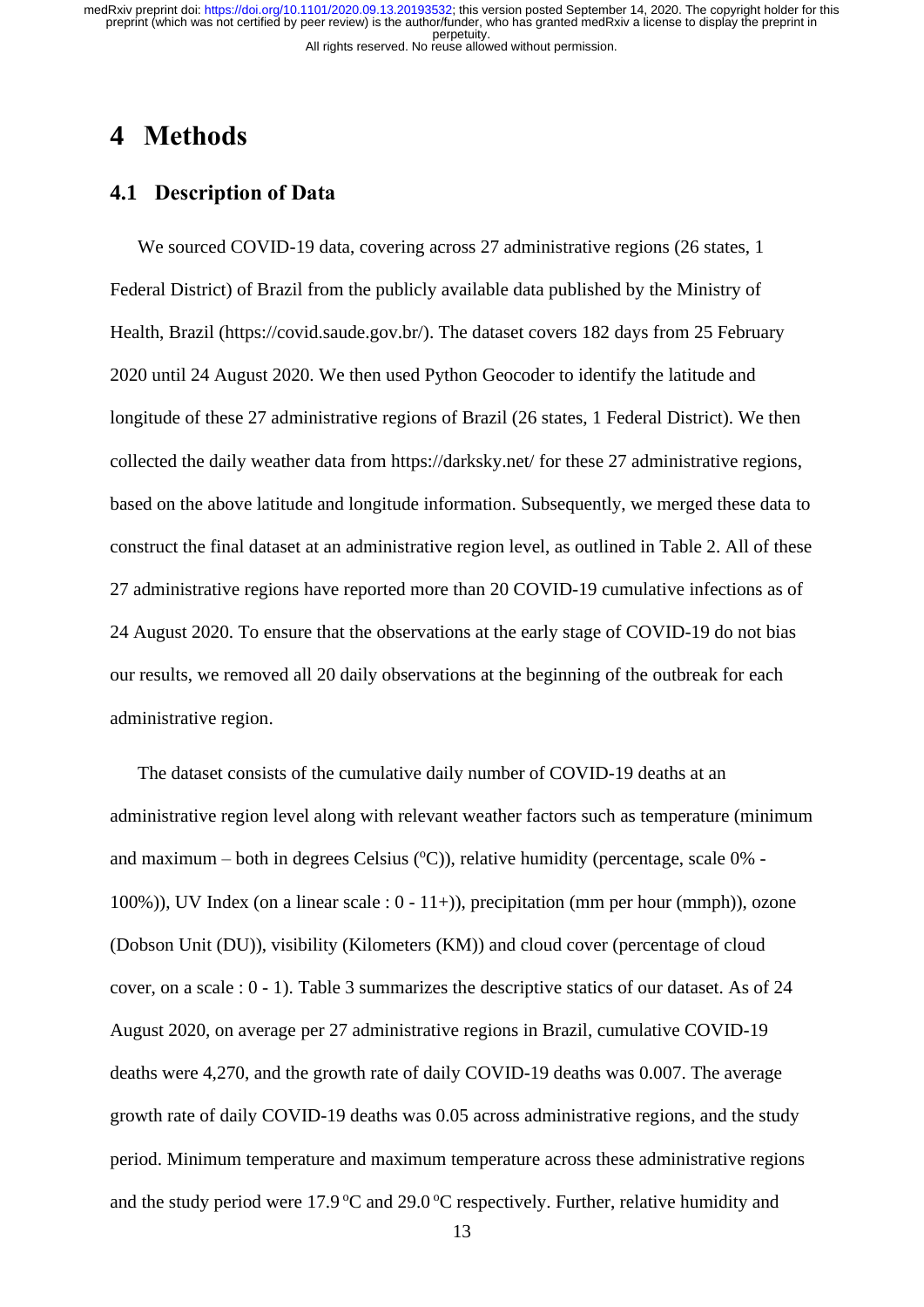# 4 Methods

## 4.1 Description of Data

We sourced COVID-19 data, covering across 27 administrative regions (26 states, 1 Federal District) of Brazil from the publicly available data published by the Ministry of Health, Brazil (https://covid.saude.gov.br/). The dataset covers 182 days from 25 February 2020 until 24 August 2020. We then used Python Geocoder to identify the latitude and longitude of these 27 administrative regions of Brazil (26 states, 1 Federal District). We then collected the daily weather data from https://darksky.net/ for these 27 administrative regions, based on the above latitude and longitude information. Subsequently, we merged these data to construct the final dataset at an administrative region level, as outlined in Table 2. All of these 27 administrative regions have reported more than 20 COVID-19 cumulative infections as of 24 August 2020. To ensure that the observations at the early stage of COVID-19 do not bias our results, we removed all 20 daily observations at the beginning of the outbreak for each administrative region.

The dataset consists of the cumulative daily number of COVID-19 deaths at an administrative region level along with relevant weather factors such as temperature (minimum and maximum – both in degrees Celsius (°C)), relative humidity (percentage, scale 0% - 100%)), UV Index (on a linear scale : 0 - 11+)), precipitation (mm per hour (mmph)), ozone (Dobson Unit (DU)), visibility (Kilometers (KM)) and cloud cover (percentage of cloud cover, on a scale : 0 - 1). Table 3 summarizes the descriptive statics of our dataset. As of 24 August 2020, on average per 27 administrative regions in Brazil, cumulative COVID-19 deaths were 4,270, and the growth rate of daily COVID-19 deaths was 0.007. The average growth rate of daily COVID-19 deaths was 0.05 across administrative regions, and the study period. Minimum temperature and maximum temperature across these administrative regions and the study period were 17.9 °C and 29.0 °C respectively. Further, relative humidity and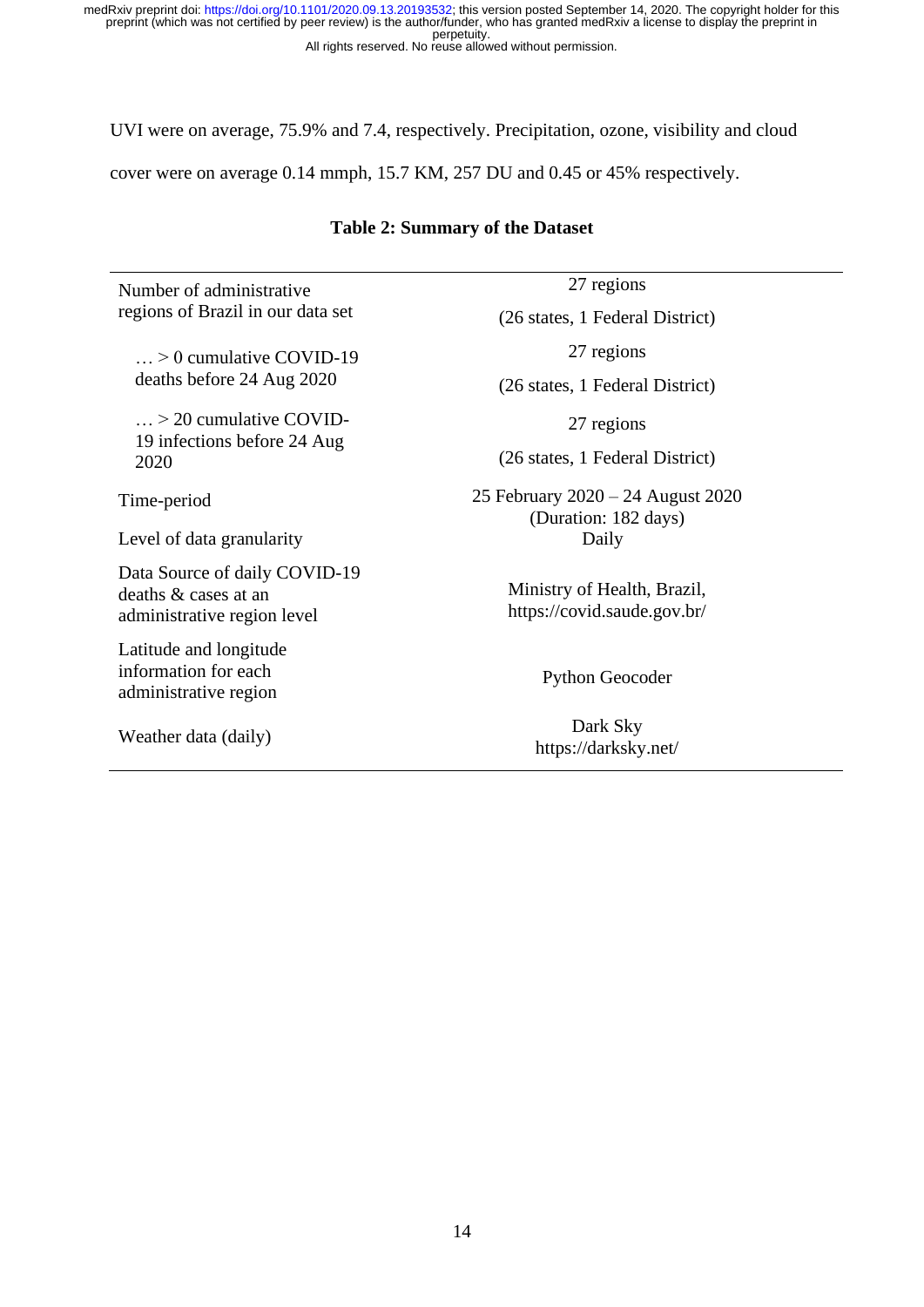UVI were on average, 75.9% and 7.4, respectively. Precipitation, ozone, visibility and cloud cover were on average 0.14 mmph, 15.7 KM, 257 DU and 0.45 or 45% respectively.

**Table 2: Summary of the Dataset**

| | |
|---|---|
| Number of administrative regions of Brazil in our data set | 27 regions (26 states, 1 Federal District) |
| … > 0 cumulative COVID-19 deaths before 24 Aug 2020 | 27 regions (26 states, 1 Federal District) |
| … > 20 cumulative COVID-19 infections before 24 Aug 2020 | 27 regions (26 states, 1 Federal District) |
| Time-period | 25 February 2020 – 24 August 2020 (Duration: 182 days) |
| Level of data granularity | Daily |
| Data Source of daily COVID-19 deaths & cases at an administrative region level | Ministry of Health, Brazil, https://covid.saude.gov.br/ |
| Latitude and longitude information for each administrative region | Python Geocoder |
| Weather data (daily) | Dark Sky https://darksky.net/ |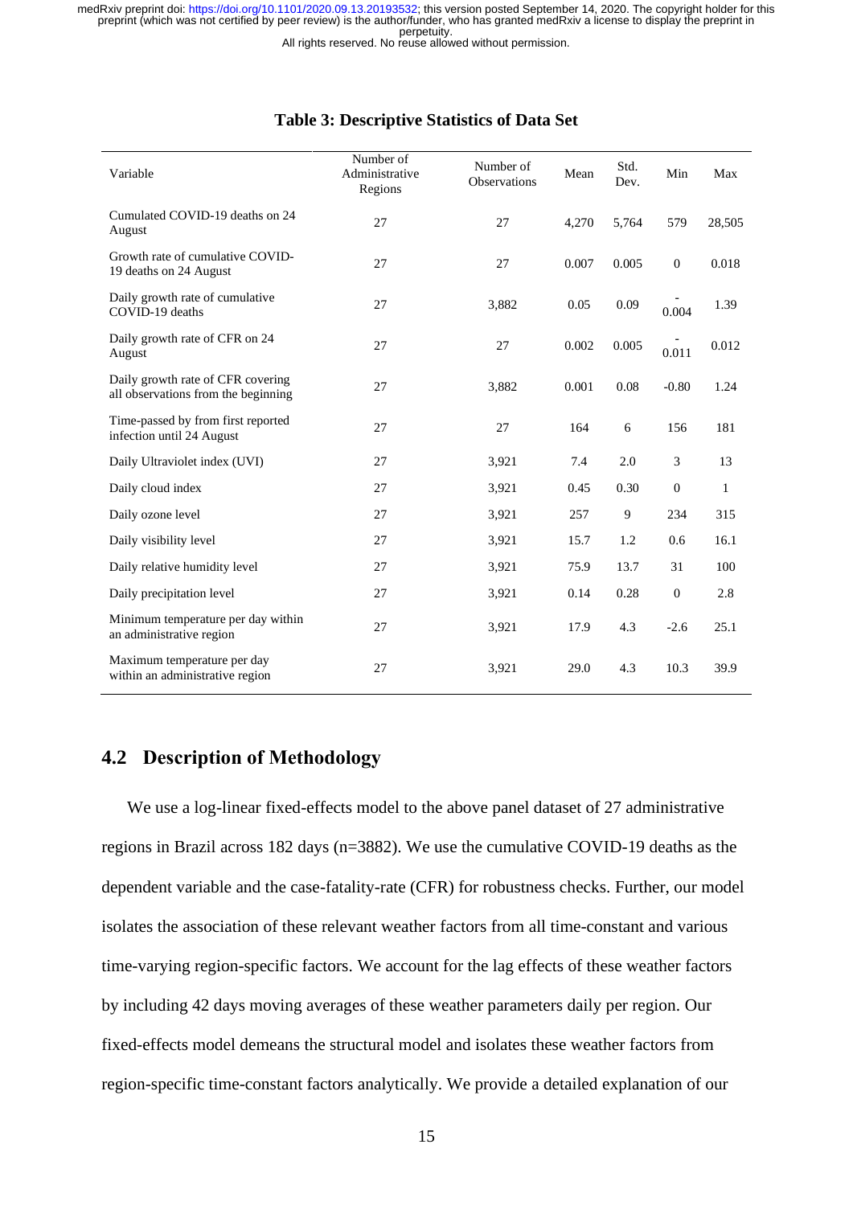**Table 3: Descriptive Statistics of Data Set**

| Variable | Number of Administrative Regions | Number of Observations | Mean | Std. Dev. | Min | Max |
|---|---|---|---|---|---|---|
| Cumulated COVID-19 deaths on 24 August | 27 | 27 | 4,270 | 5,764 | 579 | 28,505 |
| Growth rate of cumulative COVID-19 deaths on 24 August | 27 | 27 | 0.007 | 0.005 | 0 | 0.018 |
| Daily growth rate of cumulative COVID-19 deaths | 27 | 3,882 | 0.05 | 0.09 | -0.004 | 1.39 |
| Daily growth rate of CFR on 24 August | 27 | 27 | 0.002 | 0.005 | -0.011 | 0.012 |
| Daily growth rate of CFR covering all observations from the beginning | 27 | 3,882 | 0.001 | 0.08 | -0.80 | 1.24 |
| Time-passed by from first reported infection until 24 August | 27 | 27 | 164 | 6 | 156 | 181 |
| Daily Ultraviolet index (UVI) | 27 | 3,921 | 7.4 | 2.0 | 3 | 13 |
| Daily cloud index | 27 | 3,921 | 0.45 | 0.30 | 0 | 1 |
| Daily ozone level | 27 | 3,921 | 257 | 9 | 234 | 315 |
| Daily visibility level | 27 | 3,921 | 15.7 | 1.2 | 0.6 | 16.1 |
| Daily relative humidity level | 27 | 3,921 | 75.9 | 13.7 | 31 | 100 |
| Daily precipitation level | 27 | 3,921 | 0.14 | 0.28 | 0 | 2.8 |
| Minimum temperature per day within an administrative region | 27 | 3,921 | 17.9 | 4.3 | -2.6 | 25.1 |
| Maximum temperature per day within an administrative region | 27 | 3,921 | 29.0 | 4.3 | 10.3 | 39.9 |

## 4.2 Description of Methodology

We use a log-linear fixed-effects model to the above panel dataset of 27 administrative regions in Brazil across 182 days (n=3882). We use the cumulative COVID-19 deaths as the dependent variable and the case-fatality-rate (CFR) for robustness checks. Further, our model isolates the association of these relevant weather factors from all time-constant and various time-varying region-specific factors. We account for the lag effects of these weather factors by including 42 days moving averages of these weather parameters daily per region. Our fixed-effects model demeans the structural model and isolates these weather factors from region-specific time-constant factors analytically. We provide a detailed explanation of our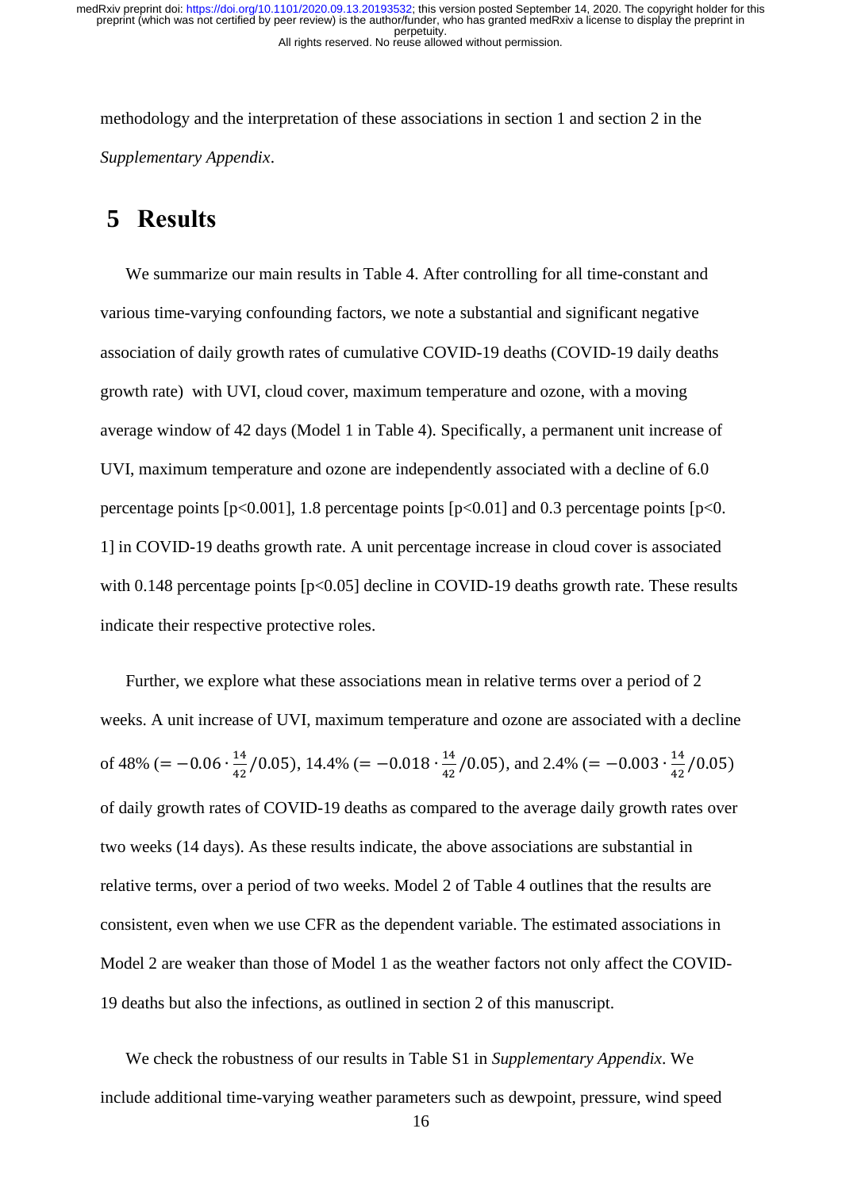methodology and the interpretation of these associations in section 1 and section 2 in the *Supplementary Appendix*.

# 5 Results

We summarize our main results in Table 4. After controlling for all time-constant and various time-varying confounding factors, we note a substantial and significant negative association of daily growth rates of cumulative COVID-19 deaths (COVID-19 daily deaths growth rate) with UVI, cloud cover, maximum temperature and ozone, with a moving average window of 42 days (Model 1 in Table 4). Specifically, a permanent unit increase of UVI, maximum temperature and ozone are independently associated with a decline of 6.0 percentage points [$p<0.001$], 1.8 percentage points [$p<0.01$] and 0.3 percentage points [$p<0.1$] in COVID-19 deaths growth rate. A unit percentage increase in cloud cover is associated with 0.148 percentage points [$p<0.05$] decline in COVID-19 deaths growth rate. These results indicate their respective protective roles.

Further, we explore what these associations mean in relative terms over a period of 2 weeks. A unit increase of UVI, maximum temperature and ozone are associated with a decline of 48% ($= -0.06 \cdot \frac{14}{42}/0.05$), 14.4% ($= -0.018 \cdot \frac{14}{42}/0.05$), and 2.4% ($= -0.003 \cdot \frac{14}{42}/0.05$) of daily growth rates of COVID-19 deaths as compared to the average daily growth rates over two weeks (14 days). As these results indicate, the above associations are substantial in relative terms, over a period of two weeks. Model 2 of Table 4 outlines that the results are consistent, even when we use CFR as the dependent variable. The estimated associations in Model 2 are weaker than those of Model 1 as the weather factors not only affect the COVID-19 deaths but also the infections, as outlined in section 2 of this manuscript.

We check the robustness of our results in Table S1 in *Supplementary Appendix*. We include additional time-varying weather parameters such as dewpoint, pressure, wind speed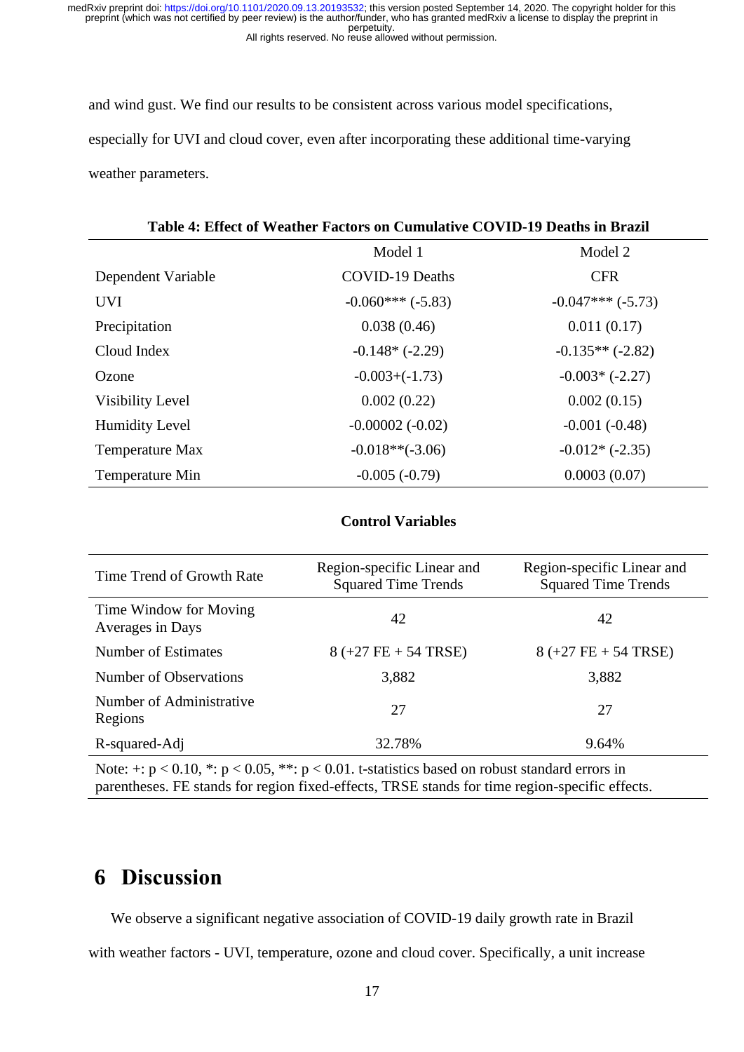and wind gust. We find our results to be consistent across various model specifications, especially for UVI and cloud cover, even after incorporating these additional time-varying weather parameters.

**Table 4: Effect of Weather Factors on Cumulative COVID-19 Deaths in Brazil**

| | Model 1 | Model 2 |
|---|---|---|
| Dependent Variable | COVID-19 Deaths | CFR |
| UVI | -0.060*** (-5.83) | -0.047*** (-5.73) |
| Precipitation | 0.038 (0.46) | 0.011 (0.17) |
| Cloud Index | -0.148* (-2.29) | -0.135** (-2.82) |
| Ozone | -0.003+(-1.73) | -0.003* (-2.27) |
| Visibility Level | 0.002 (0.22) | 0.002 (0.15) |
| Humidity Level | -0.00002 (-0.02) | -0.001 (-0.48) |
| Temperature Max | -0.018**(-3.06) | -0.012* (-2.35) |
| Temperature Min | -0.005 (-0.79) | 0.0003 (0.07) |

**Control Variables**

| Time Trend of Growth Rate | Region-specific Linear and Squared Time Trends | Region-specific Linear and Squared Time Trends |
|---|---|---|
| Time Window for Moving Averages in Days | 42 | 42 |
| Number of Estimates | 8 (+27 FE + 54 TRSE) | 8 (+27 FE + 54 TRSE) |
| Number of Observations | 3,882 | 3,882 |
| Number of Administrative Regions | 27 | 27 |
| R-squared-Adj | 32.78% | 9.64% |

Note: +: $p < 0.10$, *: $p < 0.05$, **: $p < 0.01$. t-statistics based on robust standard errors in parentheses. FE stands for region fixed-effects, TRSE stands for time region-specific effects.

# 6 Discussion

We observe a significant negative association of COVID-19 daily growth rate in Brazil with weather factors - UVI, temperature, ozone and cloud cover. Specifically, a unit increase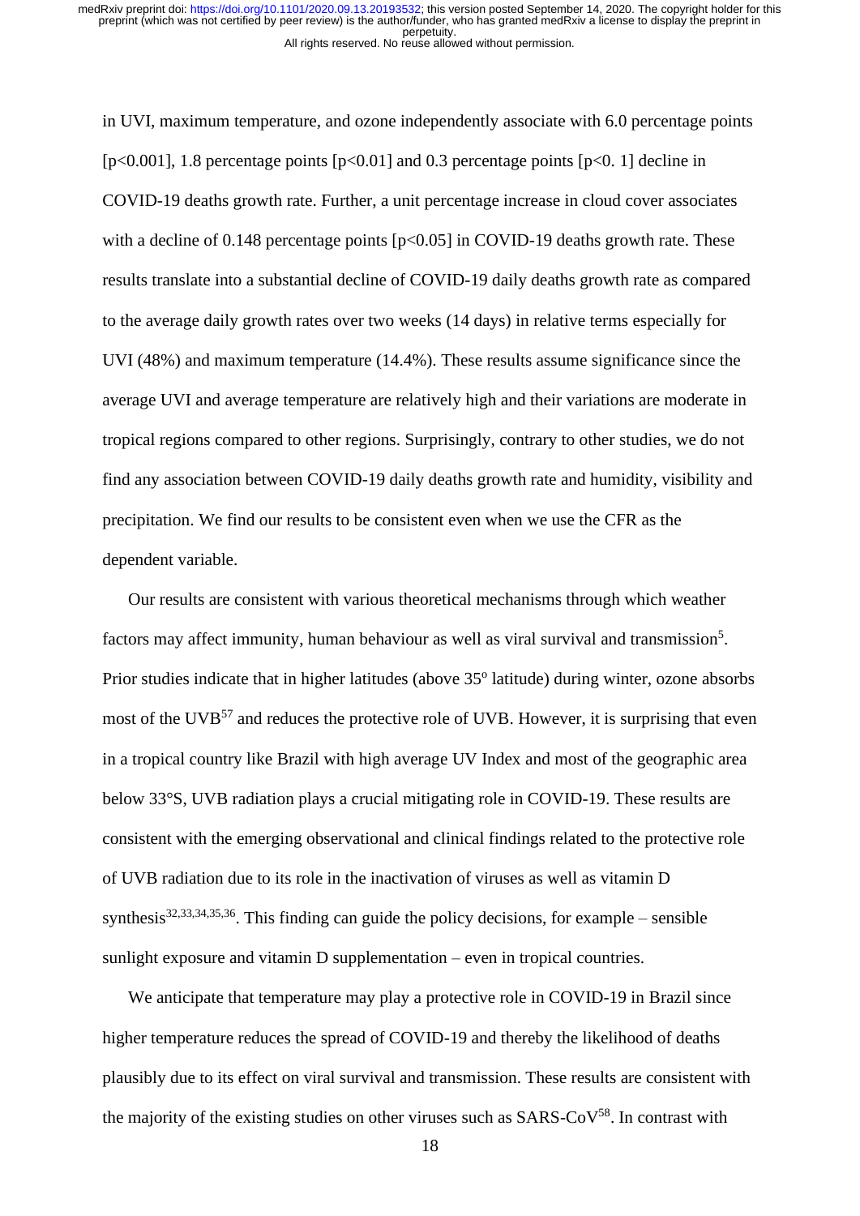in UVI, maximum temperature, and ozone independently associate with 6.0 percentage points [$p<0.001$], 1.8 percentage points [$p<0.01$] and 0.3 percentage points [$p<0.\ 1$] decline in COVID-19 deaths growth rate. Further, a unit percentage increase in cloud cover associates with a decline of 0.148 percentage points [$p<0.05$] in COVID-19 deaths growth rate. These results translate into a substantial decline of COVID-19 daily deaths growth rate as compared to the average daily growth rates over two weeks (14 days) in relative terms especially for UVI (48%) and maximum temperature (14.4%). These results assume significance since the average UVI and average temperature are relatively high and their variations are moderate in tropical regions compared to other regions. Surprisingly, contrary to other studies, we do not find any association between COVID-19 daily deaths growth rate and humidity, visibility and precipitation. We find our results to be consistent even when we use the CFR as the dependent variable.

Our results are consistent with various theoretical mechanisms through which weather factors may affect immunity, human behaviour as well as viral survival and transmission[5]. Prior studies indicate that in higher latitudes (above 35$^{o}$ latitude) during winter, ozone absorbs most of the UVB[57] and reduces the protective role of UVB. However, it is surprising that even in a tropical country like Brazil with high average UV Index and most of the geographic area below 33°S, UVB radiation plays a crucial mitigating role in COVID-19. These results are consistent with the emerging observational and clinical findings related to the protective role of UVB radiation due to its role in the inactivation of viruses as well as vitamin D synthesis[32,33,34,35,36]. This finding can guide the policy decisions, for example – sensible sunlight exposure and vitamin D supplementation – even in tropical countries.

We anticipate that temperature may play a protective role in COVID-19 in Brazil since higher temperature reduces the spread of COVID-19 and thereby the likelihood of deaths plausibly due to its effect on viral survival and transmission. These results are consistent with the majority of the existing studies on other viruses such as SARS-CoV[58]. In contrast with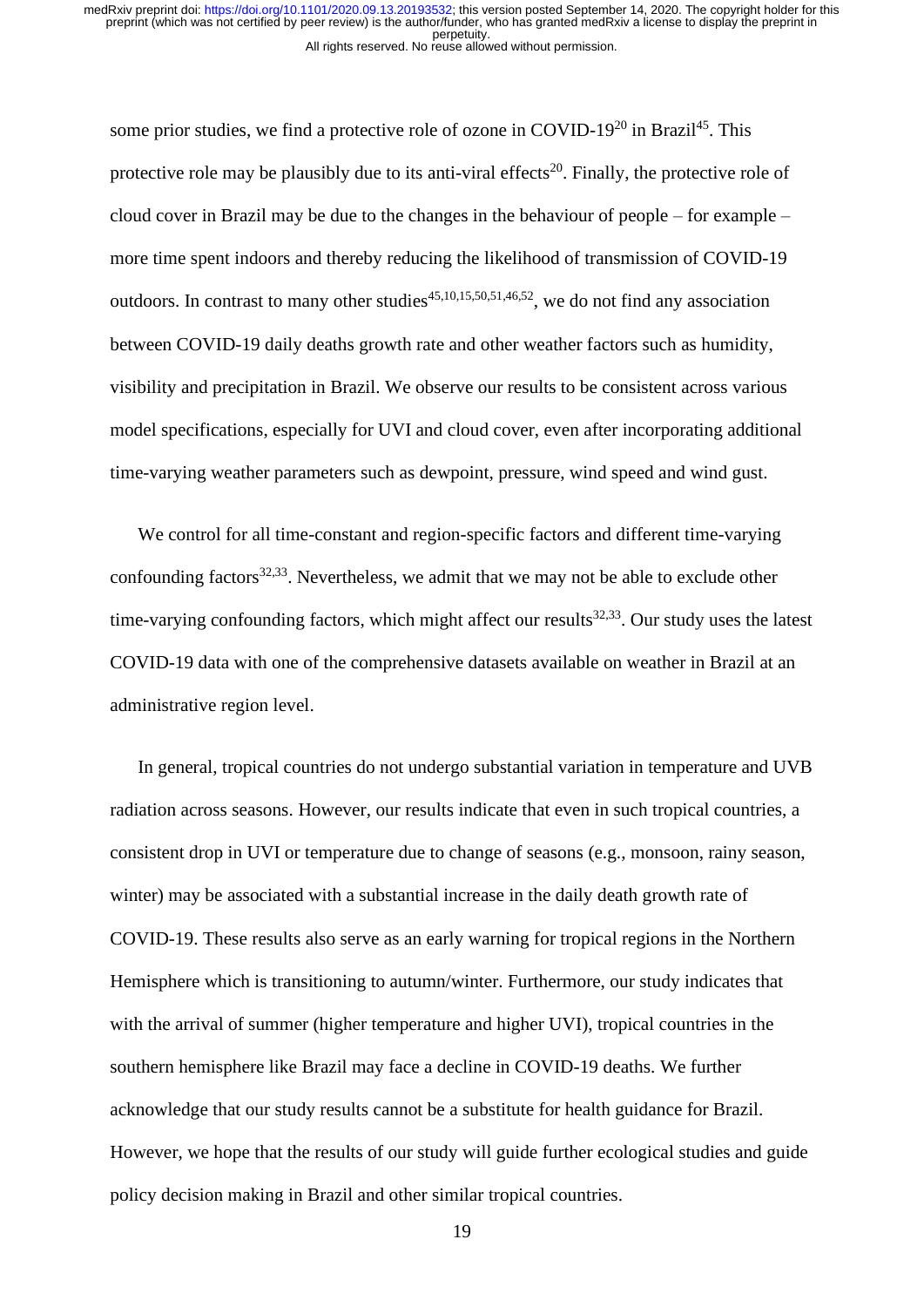some prior studies, we find a protective role of ozone in COVID-19[20] in Brazil[45]. This protective role may be plausibly due to its anti-viral effects[20]. Finally, the protective role of cloud cover in Brazil may be due to the changes in the behaviour of people – for example – more time spent indoors and thereby reducing the likelihood of transmission of COVID-19 outdoors. In contrast to many other studies[45,10,15,50,51,46,52], we do not find any association between COVID-19 daily deaths growth rate and other weather factors such as humidity, visibility and precipitation in Brazil. We observe our results to be consistent across various model specifications, especially for UVI and cloud cover, even after incorporating additional time-varying weather parameters such as dewpoint, pressure, wind speed and wind gust.

We control for all time-constant and region-specific factors and different time-varying confounding factors[32,33]. Nevertheless, we admit that we may not be able to exclude other time-varying confounding factors, which might affect our results[32,33]. Our study uses the latest COVID-19 data with one of the comprehensive datasets available on weather in Brazil at an administrative region level.

In general, tropical countries do not undergo substantial variation in temperature and UVB radiation across seasons. However, our results indicate that even in such tropical countries, a consistent drop in UVI or temperature due to change of seasons (e.g., monsoon, rainy season, winter) may be associated with a substantial increase in the daily death growth rate of COVID-19. These results also serve as an early warning for tropical regions in the Northern Hemisphere which is transitioning to autumn/winter. Furthermore, our study indicates that with the arrival of summer (higher temperature and higher UVI), tropical countries in the southern hemisphere like Brazil may face a decline in COVID-19 deaths. We further acknowledge that our study results cannot be a substitute for health guidance for Brazil. However, we hope that the results of our study will guide further ecological studies and guide policy decision making in Brazil and other similar tropical countries.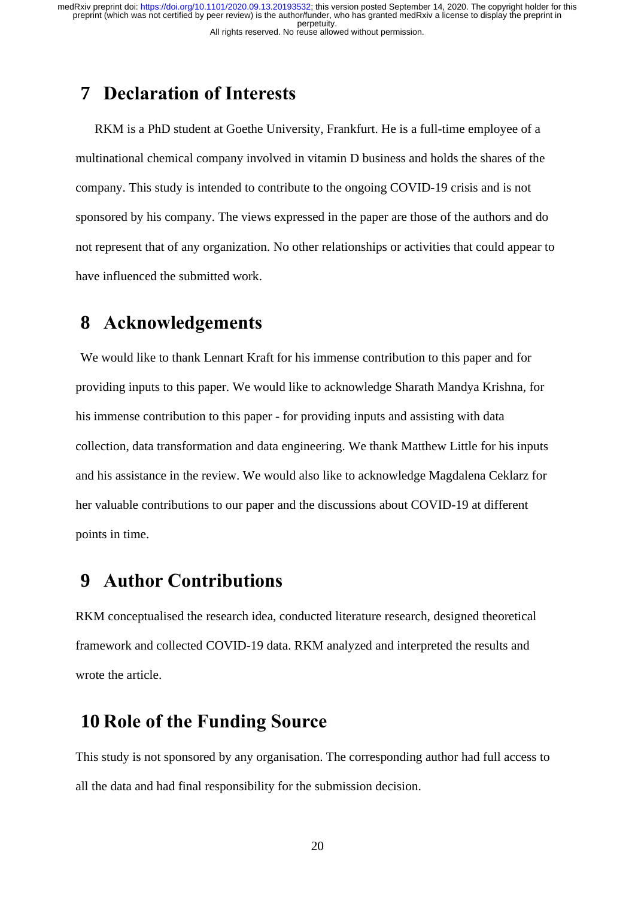## 7 Declaration of Interests

RKM is a PhD student at Goethe University, Frankfurt. He is a full-time employee of a multinational chemical company involved in vitamin D business and holds the shares of the company. This study is intended to contribute to the ongoing COVID-19 crisis and is not sponsored by his company. The views expressed in the paper are those of the authors and do not represent that of any organization. No other relationships or activities that could appear to have influenced the submitted work.

## 8 Acknowledgements

We would like to thank Lennart Kraft for his immense contribution to this paper and for providing inputs to this paper. We would like to acknowledge Sharath Mandya Krishna, for his immense contribution to this paper - for providing inputs and assisting with data collection, data transformation and data engineering. We thank Matthew Little for his inputs and his assistance in the review. We would also like to acknowledge Magdalena Ceklarz for her valuable contributions to our paper and the discussions about COVID-19 at different points in time.

## 9 Author Contributions

RKM conceptualised the research idea, conducted literature research, designed theoretical framework and collected COVID-19 data. RKM analyzed and interpreted the results and wrote the article.

## 10 Role of the Funding Source

This study is not sponsored by any organisation. The corresponding author had full access to all the data and had final responsibility for the submission decision.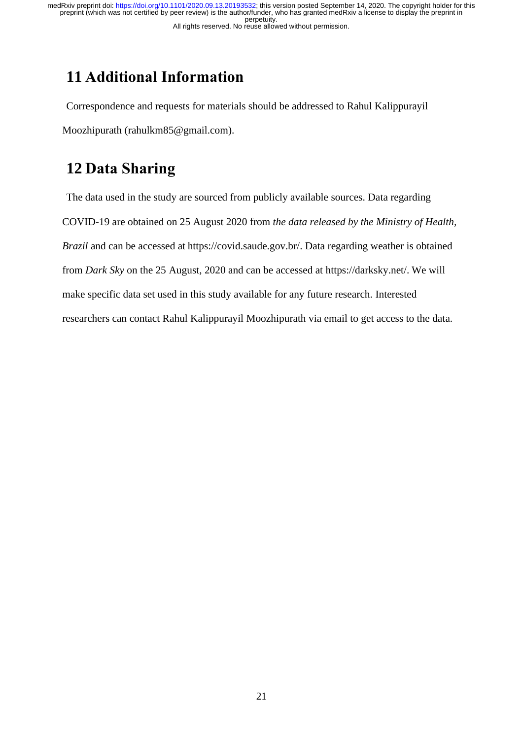## 11 Additional Information

Correspondence and requests for materials should be addressed to Rahul Kalippurayil Moozhipurath (rahulkm85@gmail.com).

## 12 Data Sharing

The data used in the study are sourced from publicly available sources. Data regarding COVID-19 are obtained on 25 August 2020 from *the data released by the Ministry of Health, Brazil* and can be accessed at https://covid.saude.gov.br/. Data regarding weather is obtained from *Dark Sky* on the 25 August, 2020 and can be accessed at https://darksky.net/. We will make specific data set used in this study available for any future research. Interested researchers can contact Rahul Kalippurayil Moozhipurath via email to get access to the data.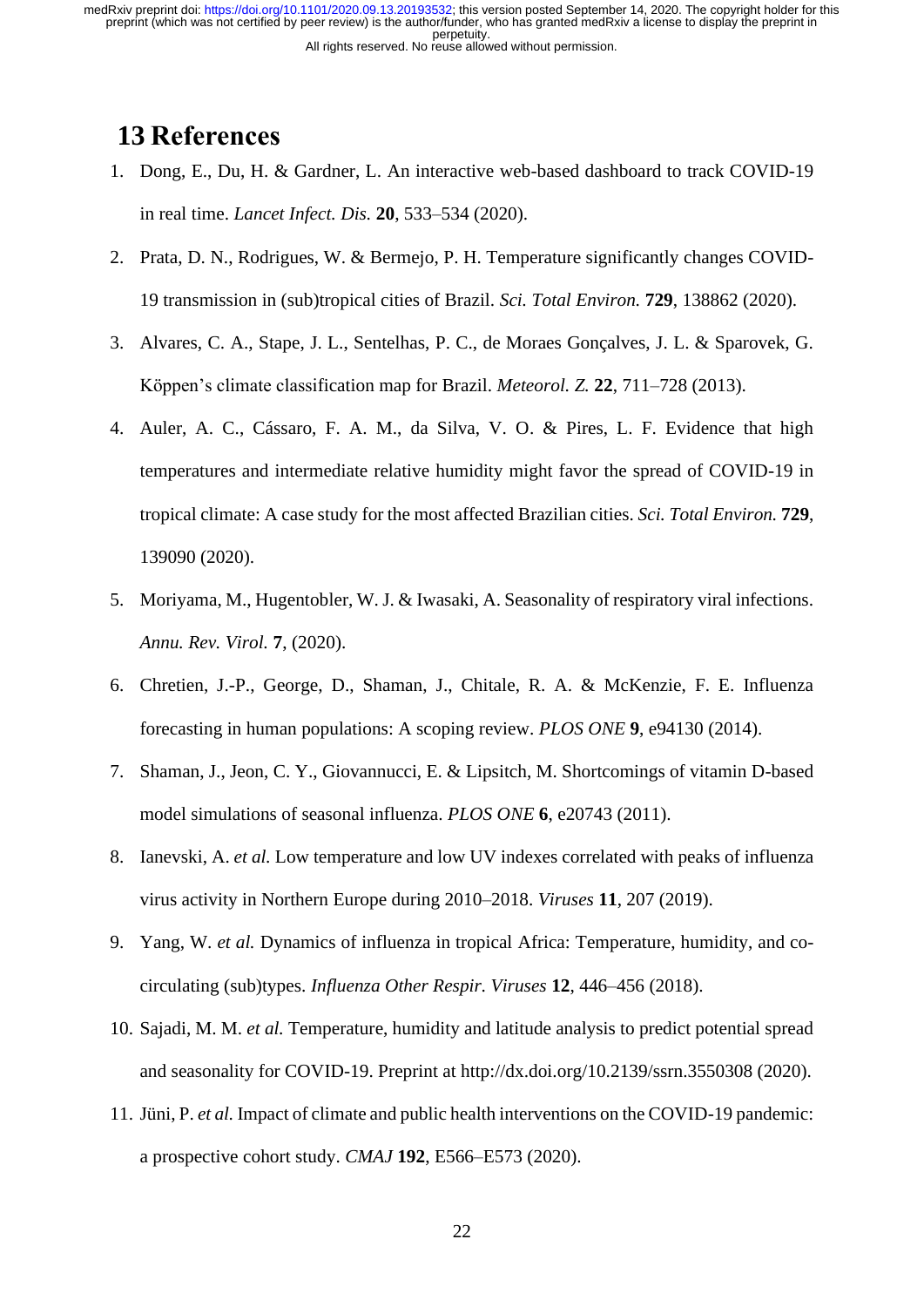# 13 References

1. Dong, E., Du, H. & Gardner, L. An interactive web-based dashboard to track COVID-19 in real time. *Lancet Infect. Dis.* **20**, 533–534 (2020).
2. Prata, D. N., Rodrigues, W. & Bermejo, P. H. Temperature significantly changes COVID-19 transmission in (sub)tropical cities of Brazil. *Sci. Total Environ.* **729**, 138862 (2020).
3. Alvares, C. A., Stape, J. L., Sentelhas, P. C., de Moraes Gonçalves, J. L. & Sparovek, G. Köppen's climate classification map for Brazil. *Meteorol. Z.* **22**, 711–728 (2013).
4. Auler, A. C., Cássaro, F. A. M., da Silva, V. O. & Pires, L. F. Evidence that high temperatures and intermediate relative humidity might favor the spread of COVID-19 in tropical climate: A case study for the most affected Brazilian cities. *Sci. Total Environ.* **729**, 139090 (2020).
5. Moriyama, M., Hugentobler, W. J. & Iwasaki, A. Seasonality of respiratory viral infections. *Annu. Rev. Virol.* **7**, (2020).
6. Chretien, J.-P., George, D., Shaman, J., Chitale, R. A. & McKenzie, F. E. Influenza forecasting in human populations: A scoping review. *PLOS ONE* **9**, e94130 (2014).
7. Shaman, J., Jeon, C. Y., Giovannucci, E. & Lipsitch, M. Shortcomings of vitamin D-based model simulations of seasonal influenza. *PLOS ONE* **6**, e20743 (2011).
8. Ianevski, A. *et al.* Low temperature and low UV indexes correlated with peaks of influenza virus activity in Northern Europe during 2010–2018. *Viruses* **11**, 207 (2019).
9. Yang, W. *et al.* Dynamics of influenza in tropical Africa: Temperature, humidity, and co-circulating (sub)types. *Influenza Other Respir. Viruses* **12**, 446–456 (2018).
10. Sajadi, M. M. *et al.* Temperature, humidity and latitude analysis to predict potential spread and seasonality for COVID-19. Preprint at http://dx.doi.org/10.2139/ssrn.3550308 (2020).
11. Jüni, P. *et al.* Impact of climate and public health interventions on the COVID-19 pandemic: a prospective cohort study. *CMAJ* **192**, E566–E573 (2020).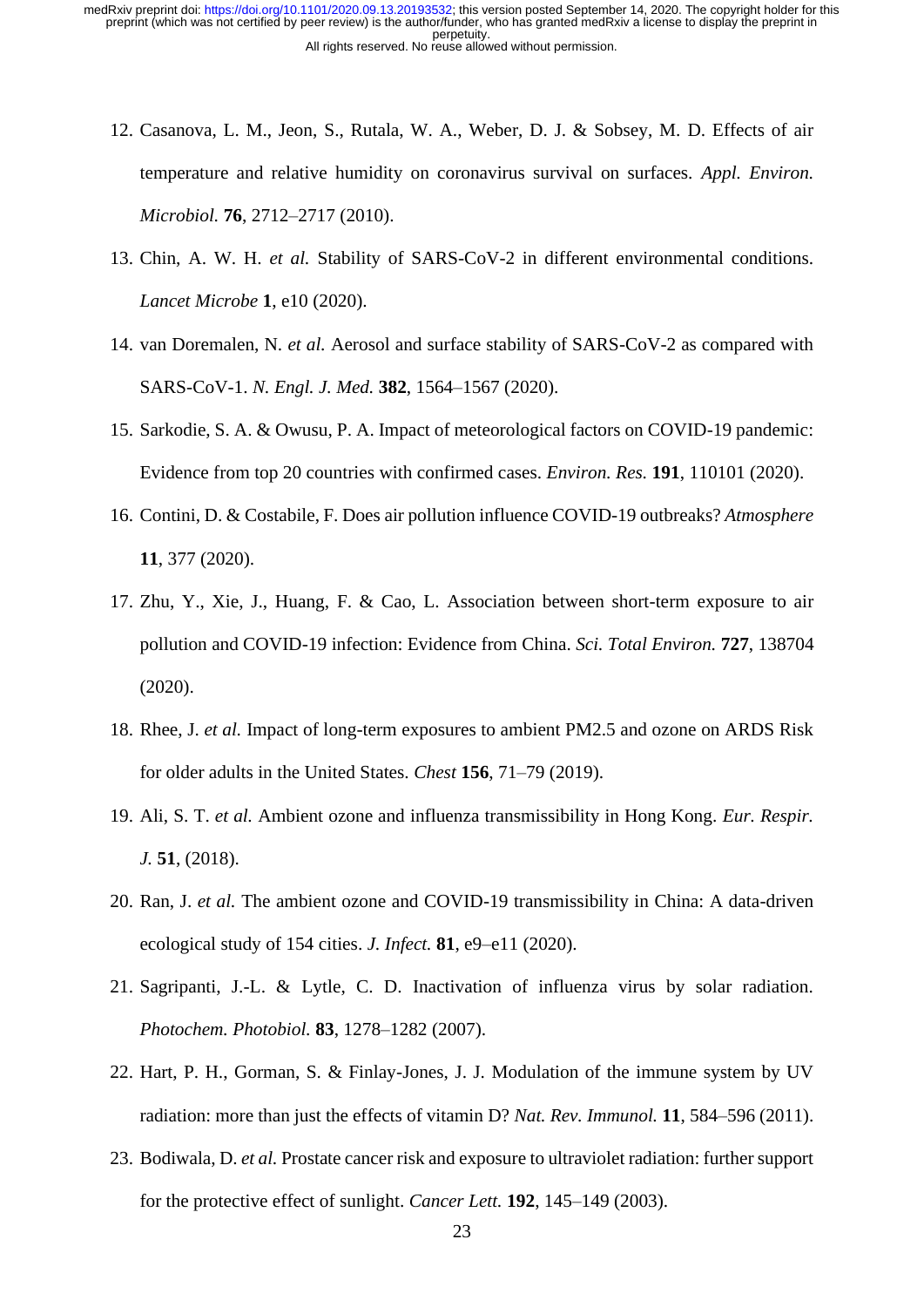12. Casanova, L. M., Jeon, S., Rutala, W. A., Weber, D. J. & Sobsey, M. D. Effects of air temperature and relative humidity on coronavirus survival on surfaces. *Appl. Environ. Microbiol.* **76**, 2712–2717 (2010).
13. Chin, A. W. H. *et al.* Stability of SARS-CoV-2 in different environmental conditions. *Lancet Microbe* **1**, e10 (2020).
14. van Doremalen, N. *et al.* Aerosol and surface stability of SARS-CoV-2 as compared with SARS-CoV-1. *N. Engl. J. Med.* **382**, 1564–1567 (2020).
15. Sarkodie, S. A. & Owusu, P. A. Impact of meteorological factors on COVID-19 pandemic: Evidence from top 20 countries with confirmed cases. *Environ. Res.* **191**, 110101 (2020).
16. Contini, D. & Costabile, F. Does air pollution influence COVID-19 outbreaks? *Atmosphere* **11**, 377 (2020).
17. Zhu, Y., Xie, J., Huang, F. & Cao, L. Association between short-term exposure to air pollution and COVID-19 infection: Evidence from China. *Sci. Total Environ.* **727**, 138704 (2020).
18. Rhee, J. *et al.* Impact of long-term exposures to ambient PM2.5 and ozone on ARDS Risk for older adults in the United States. *Chest* **156**, 71–79 (2019).
19. Ali, S. T. *et al.* Ambient ozone and influenza transmissibility in Hong Kong. *Eur. Respir. J.* **51**, (2018).
20. Ran, J. *et al.* The ambient ozone and COVID-19 transmissibility in China: A data-driven ecological study of 154 cities. *J. Infect.* **81**, e9–e11 (2020).
21. Sagripanti, J.-L. & Lytle, C. D. Inactivation of influenza virus by solar radiation. *Photochem. Photobiol.* **83**, 1278–1282 (2007).
22. Hart, P. H., Gorman, S. & Finlay-Jones, J. J. Modulation of the immune system by UV radiation: more than just the effects of vitamin D? *Nat. Rev. Immunol.* **11**, 584–596 (2011).
23. Bodiwala, D. *et al.* Prostate cancer risk and exposure to ultraviolet radiation: further support for the protective effect of sunlight. *Cancer Lett.* **192**, 145–149 (2003).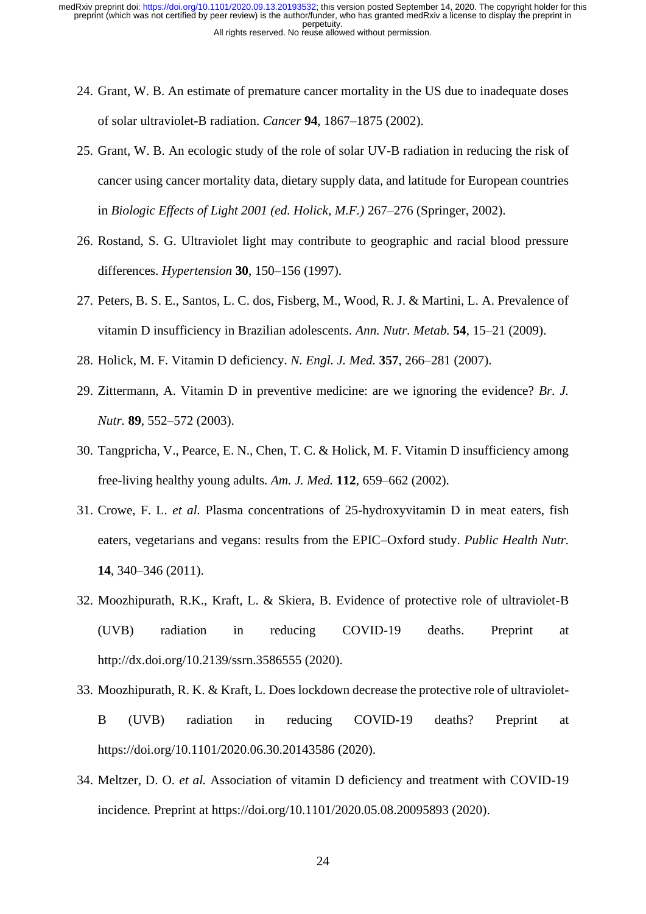24. Grant, W. B. An estimate of premature cancer mortality in the US due to inadequate doses of solar ultraviolet-B radiation. *Cancer* **94**, 1867–1875 (2002).

25. Grant, W. B. An ecologic study of the role of solar UV-B radiation in reducing the risk of cancer using cancer mortality data, dietary supply data, and latitude for European countries in *Biologic Effects of Light 2001 (ed. Holick, M.F.)* 267–276 (Springer, 2002).

26. Rostand, S. G. Ultraviolet light may contribute to geographic and racial blood pressure differences. *Hypertension* **30**, 150–156 (1997).

27. Peters, B. S. E., Santos, L. C. dos, Fisberg, M., Wood, R. J. & Martini, L. A. Prevalence of vitamin D insufficiency in Brazilian adolescents. *Ann. Nutr. Metab.* **54**, 15–21 (2009).

28. Holick, M. F. Vitamin D deficiency. *N. Engl. J. Med.* **357**, 266–281 (2007).

29. Zittermann, A. Vitamin D in preventive medicine: are we ignoring the evidence? *Br. J. Nutr.* **89**, 552–572 (2003).

30. Tangpricha, V., Pearce, E. N., Chen, T. C. & Holick, M. F. Vitamin D insufficiency among free-living healthy young adults. *Am. J. Med.* **112**, 659–662 (2002).

31. Crowe, F. L. *et al.* Plasma concentrations of 25-hydroxyvitamin D in meat eaters, fish eaters, vegetarians and vegans: results from the EPIC–Oxford study. *Public Health Nutr.* **14**, 340–346 (2011).

32. Moozhipurath, R.K., Kraft, L. & Skiera, B. Evidence of protective role of ultraviolet-B (UVB) radiation in reducing COVID-19 deaths. Preprint at http://dx.doi.org/10.2139/ssrn.3586555 (2020).

33. Moozhipurath, R. K. & Kraft, L. Does lockdown decrease the protective role of ultraviolet-B (UVB) radiation in reducing COVID-19 deaths? Preprint at https://doi.org/10.1101/2020.06.30.20143586 (2020).

34. Meltzer, D. O. *et al.* Association of vitamin D deficiency and treatment with COVID-19 incidence*.* Preprint at https://doi.org/10.1101/2020.05.08.20095893 (2020).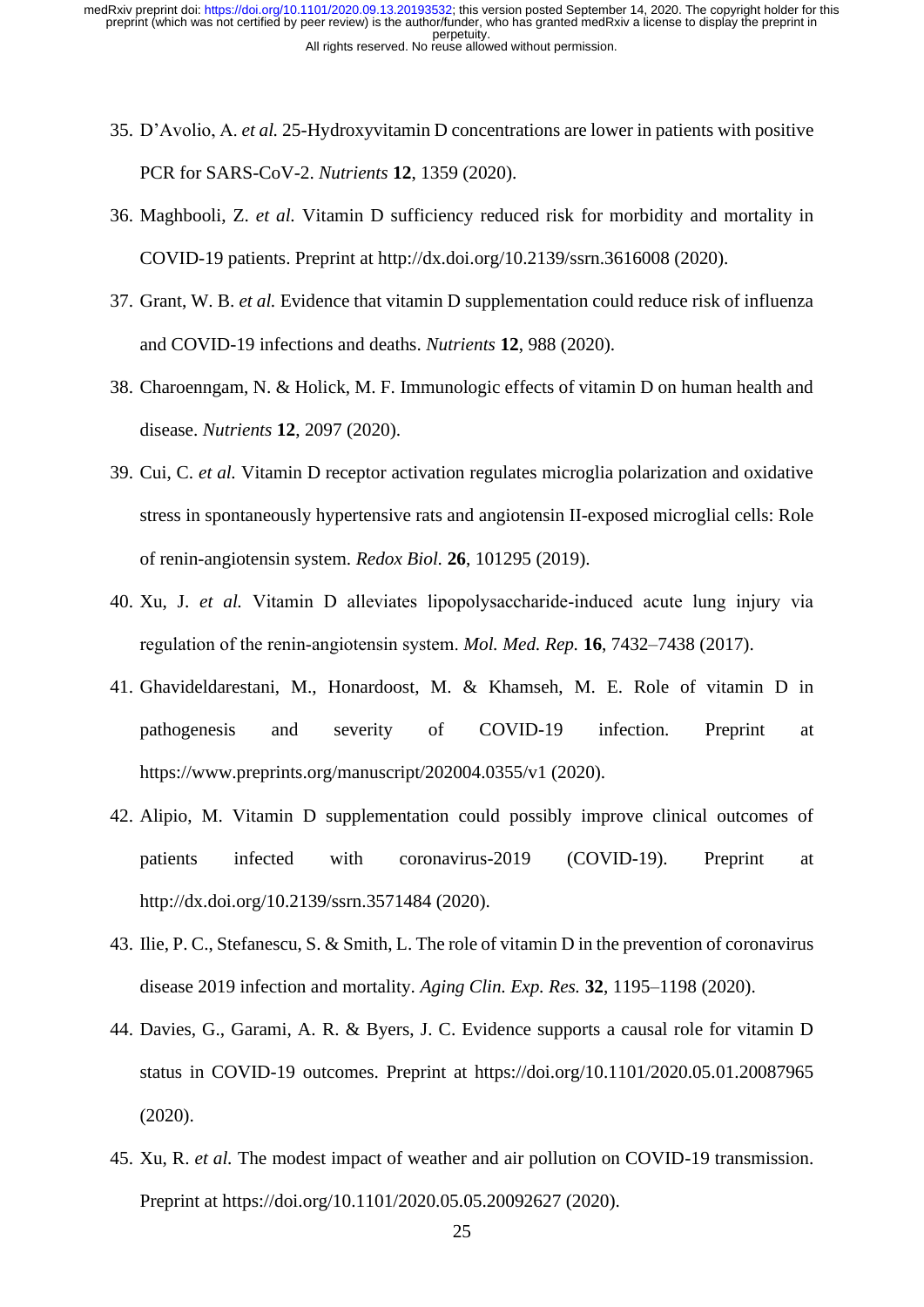35. D'Avolio, A. *et al.* 25-Hydroxyvitamin D concentrations are lower in patients with positive PCR for SARS-CoV-2. *Nutrients* **12**, 1359 (2020).
36. Maghbooli, Z. *et al.* Vitamin D sufficiency reduced risk for morbidity and mortality in COVID-19 patients. Preprint at http://dx.doi.org/10.2139/ssrn.3616008 (2020).
37. Grant, W. B. *et al.* Evidence that vitamin D supplementation could reduce risk of influenza and COVID-19 infections and deaths. *Nutrients* **12**, 988 (2020).
38. Charoenngam, N. & Holick, M. F. Immunologic effects of vitamin D on human health and disease. *Nutrients* **12**, 2097 (2020).
39. Cui, C. *et al.* Vitamin D receptor activation regulates microglia polarization and oxidative stress in spontaneously hypertensive rats and angiotensin II-exposed microglial cells: Role of renin-angiotensin system. *Redox Biol.* **26**, 101295 (2019).
40. Xu, J. *et al.* Vitamin D alleviates lipopolysaccharide-induced acute lung injury via regulation of the renin-angiotensin system. *Mol. Med. Rep.* **16**, 7432–7438 (2017).
41. Ghavideldarestani, M., Honardoost, M. & Khamseh, M. E. Role of vitamin D in pathogenesis and severity of COVID-19 infection. Preprint at https://www.preprints.org/manuscript/202004.0355/v1 (2020).
42. Alipio, M. Vitamin D supplementation could possibly improve clinical outcomes of patients infected with coronavirus-2019 (COVID-19). Preprint at http://dx.doi.org/10.2139/ssrn.3571484 (2020).
43. Ilie, P. C., Stefanescu, S. & Smith, L. The role of vitamin D in the prevention of coronavirus disease 2019 infection and mortality. *Aging Clin. Exp. Res.* **32**, 1195–1198 (2020).
44. Davies, G., Garami, A. R. & Byers, J. C. Evidence supports a causal role for vitamin D status in COVID-19 outcomes. Preprint at https://doi.org/10.1101/2020.05.01.20087965 (2020).
45. Xu, R. *et al.* The modest impact of weather and air pollution on COVID-19 transmission. Preprint at https://doi.org/10.1101/2020.05.05.20092627 (2020).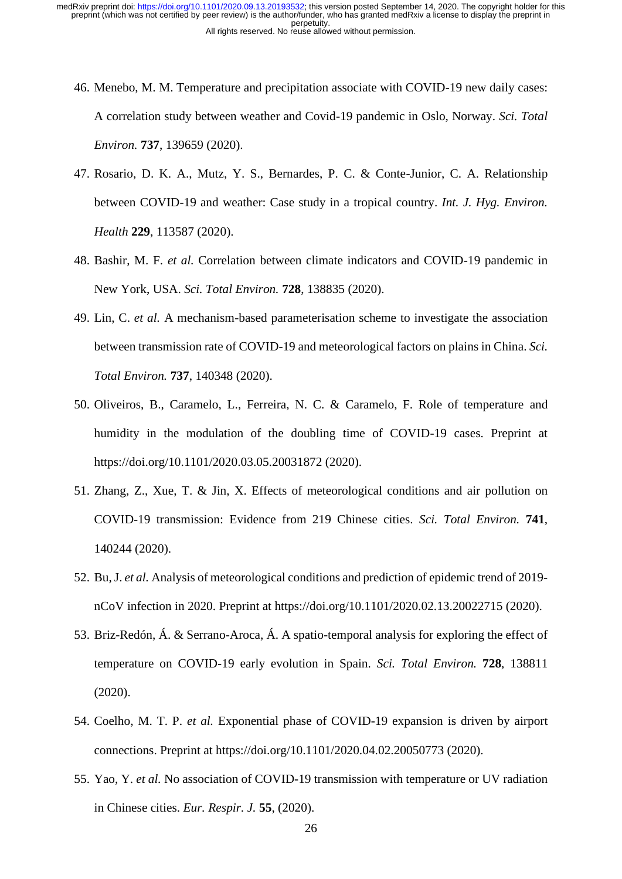46. Menebo, M. M. Temperature and precipitation associate with COVID-19 new daily cases: A correlation study between weather and Covid-19 pandemic in Oslo, Norway. *Sci. Total Environ.* **737**, 139659 (2020).
47. Rosario, D. K. A., Mutz, Y. S., Bernardes, P. C. & Conte-Junior, C. A. Relationship between COVID-19 and weather: Case study in a tropical country. *Int. J. Hyg. Environ. Health* **229**, 113587 (2020).
48. Bashir, M. F. *et al.* Correlation between climate indicators and COVID-19 pandemic in New York, USA. *Sci. Total Environ.* **728**, 138835 (2020).
49. Lin, C. *et al.* A mechanism-based parameterisation scheme to investigate the association between transmission rate of COVID-19 and meteorological factors on plains in China. *Sci. Total Environ.* **737**, 140348 (2020).
50. Oliveiros, B., Caramelo, L., Ferreira, N. C. & Caramelo, F. Role of temperature and humidity in the modulation of the doubling time of COVID-19 cases. Preprint at https://doi.org/10.1101/2020.03.05.20031872 (2020).
51. Zhang, Z., Xue, T. & Jin, X. Effects of meteorological conditions and air pollution on COVID-19 transmission: Evidence from 219 Chinese cities. *Sci. Total Environ.* **741**, 140244 (2020).
52. Bu, J. *et al.* Analysis of meteorological conditions and prediction of epidemic trend of 2019-nCoV infection in 2020. Preprint at https://doi.org/10.1101/2020.02.13.20022715 (2020).
53. Briz-Redón, Á. & Serrano-Aroca, Á. A spatio-temporal analysis for exploring the effect of temperature on COVID-19 early evolution in Spain. *Sci. Total Environ.* **728**, 138811 (2020).
54. Coelho, M. T. P. *et al.* Exponential phase of COVID-19 expansion is driven by airport connections. Preprint at https://doi.org/10.1101/2020.04.02.20050773 (2020).
55. Yao, Y. *et al.* No association of COVID-19 transmission with temperature or UV radiation in Chinese cities. *Eur. Respir. J.* **55**, (2020).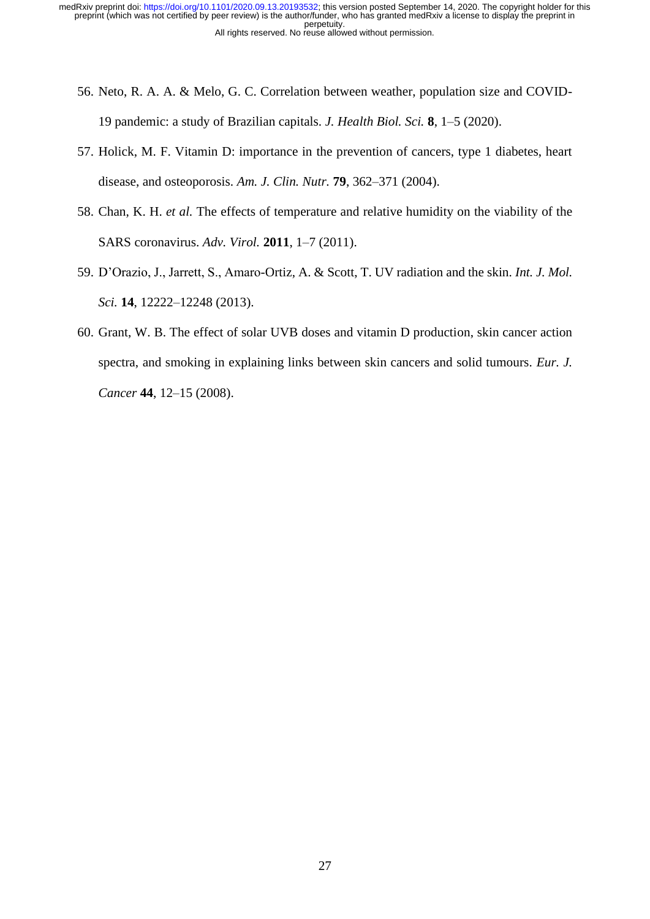56. Neto, R. A. A. & Melo, G. C. Correlation between weather, population size and COVID-19 pandemic: a study of Brazilian capitals. *J. Health Biol. Sci.* **8**, 1–5 (2020).
57. Holick, M. F. Vitamin D: importance in the prevention of cancers, type 1 diabetes, heart disease, and osteoporosis. *Am. J. Clin. Nutr.* **79**, 362–371 (2004).
58. Chan, K. H. *et al.* The effects of temperature and relative humidity on the viability of the SARS coronavirus. *Adv. Virol.* **2011**, 1–7 (2011).
59. D'Orazio, J., Jarrett, S., Amaro-Ortiz, A. & Scott, T. UV radiation and the skin. *Int. J. Mol. Sci.* **14**, 12222–12248 (2013).
60. Grant, W. B. The effect of solar UVB doses and vitamin D production, skin cancer action spectra, and smoking in explaining links between skin cancers and solid tumours. *Eur. J. Cancer* **44**, 12–15 (2008).